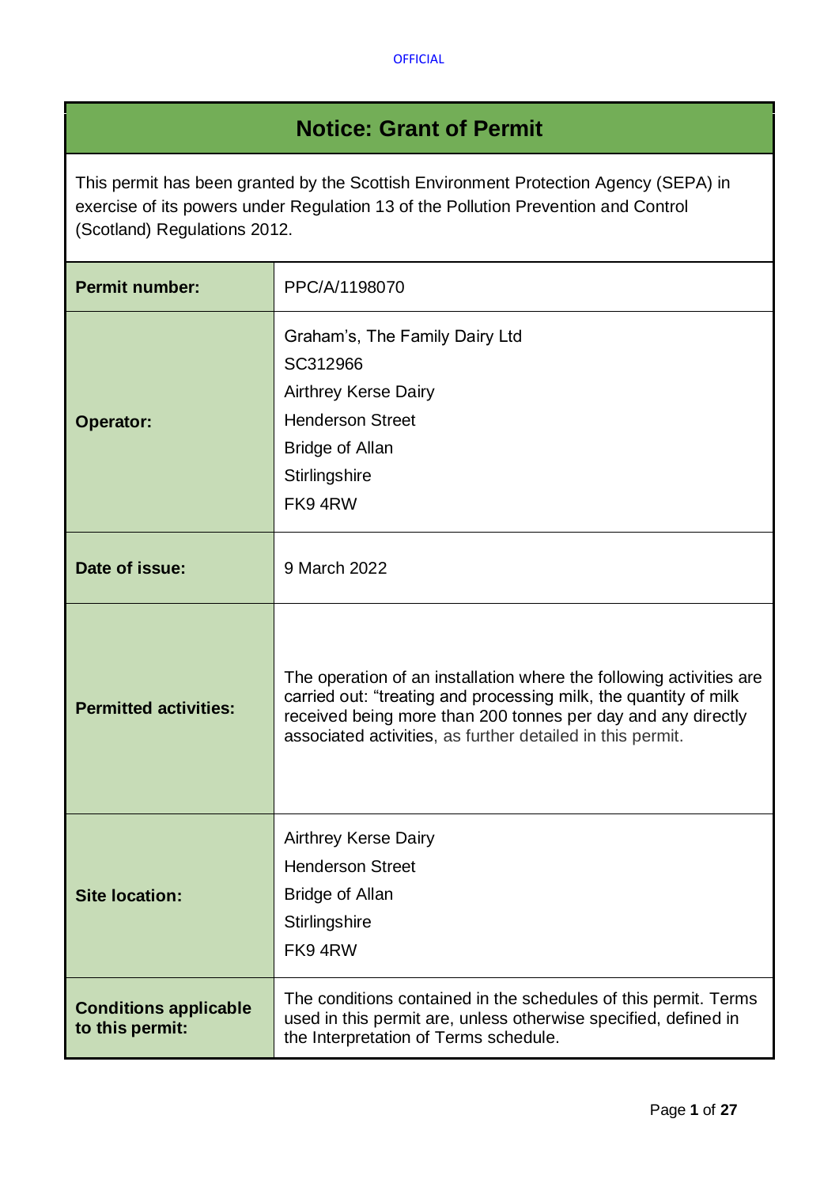# Notice: Grant of Permit

This permit has been granted by the Scottish Environment Protection Agency (SEPA) in exercise of its powers under Regulation 13 of the Pollution Prevention and Control (Scotland) Regulations 2012.

| | |
|---|---|
| **Permit number:** | PPC/A/1198070 |
| **Operator:** | Graham's, The Family Dairy Ltd<br>SC312966<br>Airthrey Kerse Dairy<br>Henderson Street<br>Bridge of Allan<br>Stirlingshire<br>FK9 4RW |
| **Date of issue:** | 9 March 2022 |
| **Permitted activities:** | The operation of an installation where the following activities are carried out: "treating and processing milk, the quantity of milk received being more than 200 tonnes per day and any directly associated activities, as further detailed in this permit. |
| **Site location:** | Airthrey Kerse Dairy<br>Henderson Street<br>Bridge of Allan<br>Stirlingshire<br>FK9 4RW |
| **Conditions applicable to this permit:** | The conditions contained in the schedules of this permit. Terms used in this permit are, unless otherwise specified, defined in the Interpretation of Terms schedule. |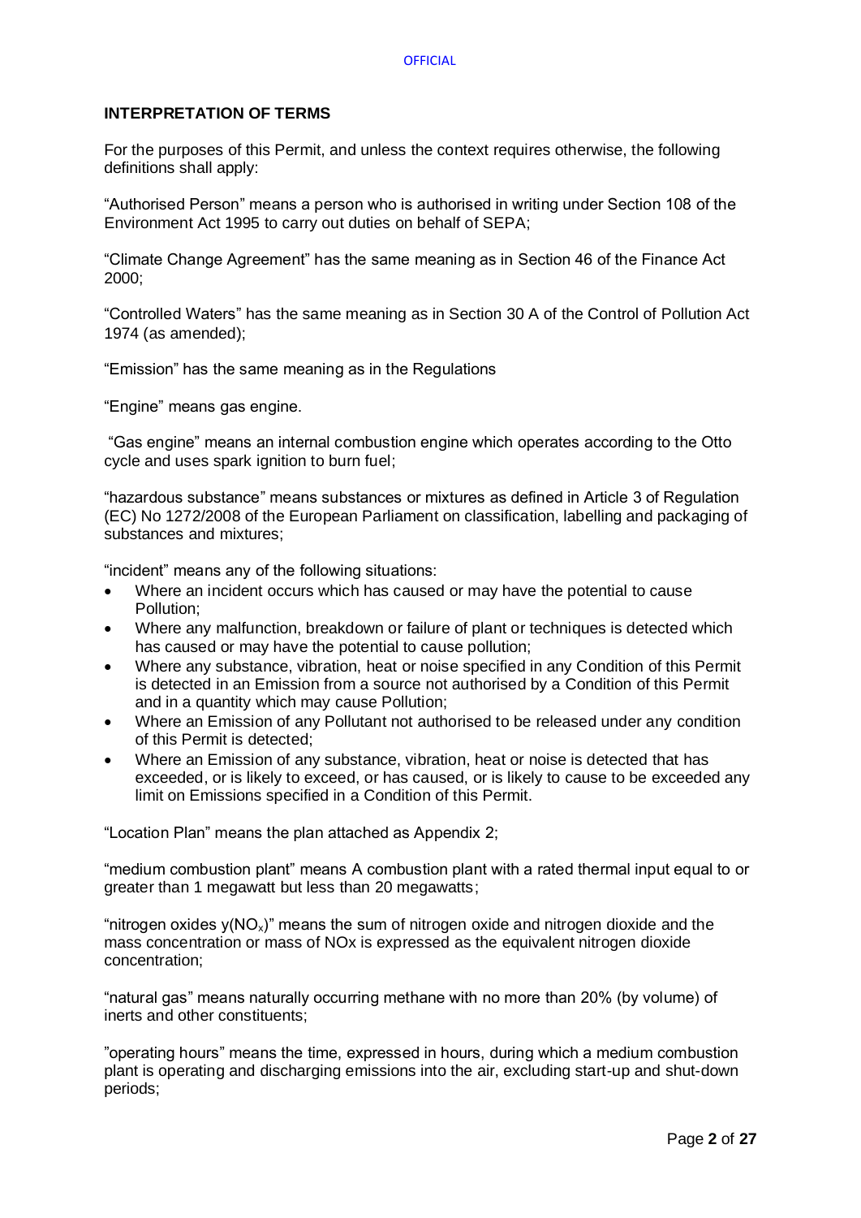## INTERPRETATION OF TERMS

For the purposes of this Permit, and unless the context requires otherwise, the following definitions shall apply:

"Authorised Person" means a person who is authorised in writing under Section 108 of the Environment Act 1995 to carry out duties on behalf of SEPA;

"Climate Change Agreement" has the same meaning as in Section 46 of the Finance Act 2000;

"Controlled Waters" has the same meaning as in Section 30 A of the Control of Pollution Act 1974 (as amended);

"Emission" has the same meaning as in the Regulations

"Engine" means gas engine.

"Gas engine" means an internal combustion engine which operates according to the Otto cycle and uses spark ignition to burn fuel;

"hazardous substance" means substances or mixtures as defined in Article 3 of Regulation (EC) No 1272/2008 of the European Parliament on classification, labelling and packaging of substances and mixtures;

"incident" means any of the following situations:

- Where an incident occurs which has caused or may have the potential to cause Pollution;
- Where any malfunction, breakdown or failure of plant or techniques is detected which has caused or may have the potential to cause pollution;
- Where any substance, vibration, heat or noise specified in any Condition of this Permit is detected in an Emission from a source not authorised by a Condition of this Permit and in a quantity which may cause Pollution;
- Where an Emission of any Pollutant not authorised to be released under any condition of this Permit is detected;
- Where an Emission of any substance, vibration, heat or noise is detected that has exceeded, or is likely to exceed, or has caused, or is likely to cause to be exceeded any limit on Emissions specified in a Condition of this Permit.

"Location Plan" means the plan attached as Appendix 2;

"medium combustion plant" means A combustion plant with a rated thermal input equal to or greater than 1 megawatt but less than 20 megawatts;

"nitrogen oxides y($NO_x$)" means the sum of nitrogen oxide and nitrogen dioxide and the mass concentration or mass of NOx is expressed as the equivalent nitrogen dioxide concentration;

"natural gas" means naturally occurring methane with no more than 20% (by volume) of inerts and other constituents;

"operating hours" means the time, expressed in hours, during which a medium combustion plant is operating and discharging emissions into the air, excluding start-up and shut-down periods;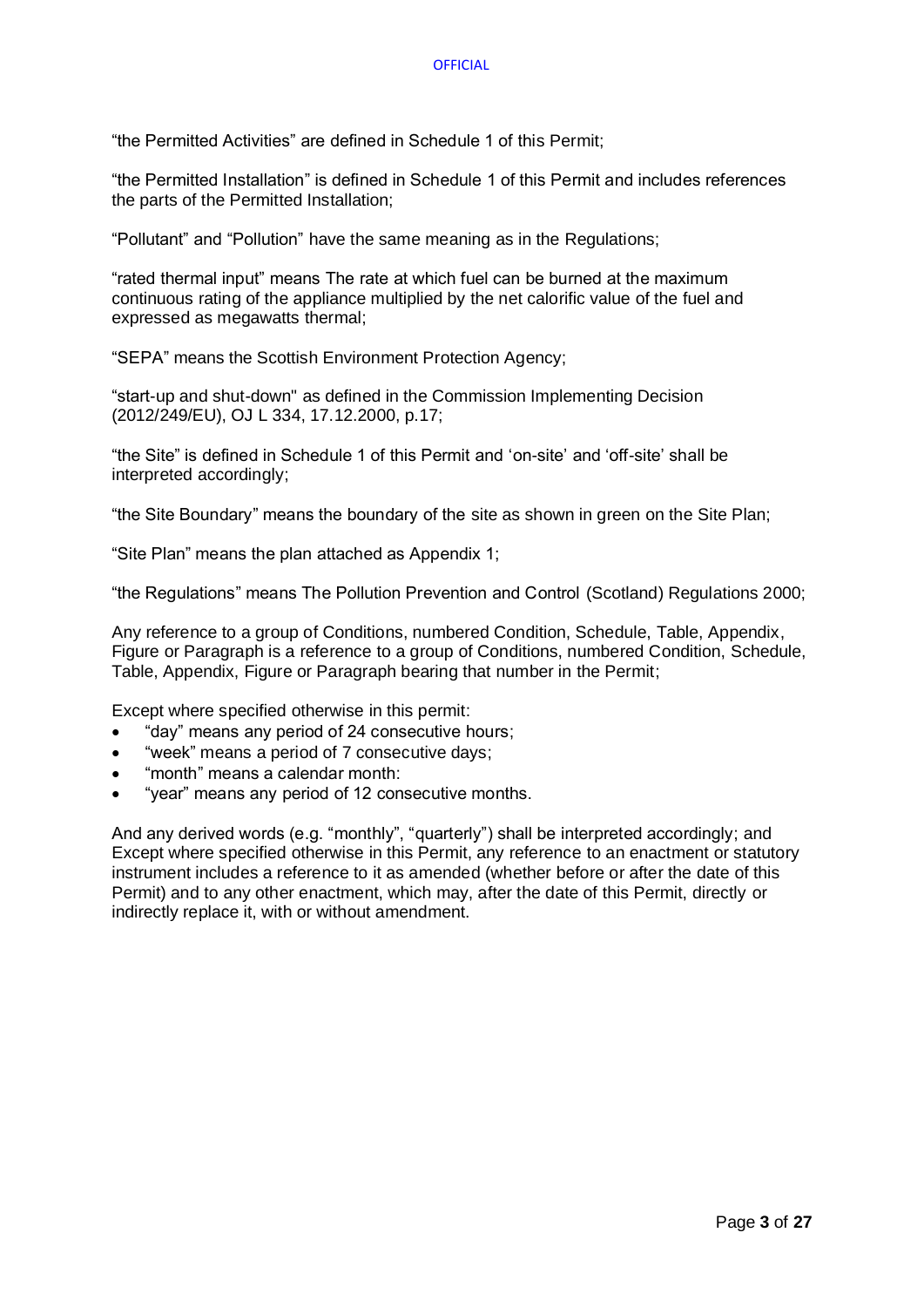"the Permitted Activities" are defined in Schedule 1 of this Permit;

"the Permitted Installation" is defined in Schedule 1 of this Permit and includes references the parts of the Permitted Installation;

"Pollutant" and "Pollution" have the same meaning as in the Regulations;

"rated thermal input" means The rate at which fuel can be burned at the maximum continuous rating of the appliance multiplied by the net calorific value of the fuel and expressed as megawatts thermal;

"SEPA" means the Scottish Environment Protection Agency;

"start-up and shut-down" as defined in the Commission Implementing Decision (2012/249/EU), OJ L 334, 17.12.2000, p.17;

"the Site" is defined in Schedule 1 of this Permit and 'on-site' and 'off-site' shall be interpreted accordingly;

"the Site Boundary" means the boundary of the site as shown in green on the Site Plan;

"Site Plan" means the plan attached as Appendix 1;

"the Regulations" means The Pollution Prevention and Control (Scotland) Regulations 2000;

Any reference to a group of Conditions, numbered Condition, Schedule, Table, Appendix, Figure or Paragraph is a reference to a group of Conditions, numbered Condition, Schedule, Table, Appendix, Figure or Paragraph bearing that number in the Permit;

Except where specified otherwise in this permit:

- "day" means any period of 24 consecutive hours;
- "week" means a period of 7 consecutive days;
- "month" means a calendar month:
- "year" means any period of 12 consecutive months.

And any derived words (e.g. "monthly", "quarterly") shall be interpreted accordingly; and Except where specified otherwise in this Permit, any reference to an enactment or statutory instrument includes a reference to it as amended (whether before or after the date of this Permit) and to any other enactment, which may, after the date of this Permit, directly or indirectly replace it, with or without amendment.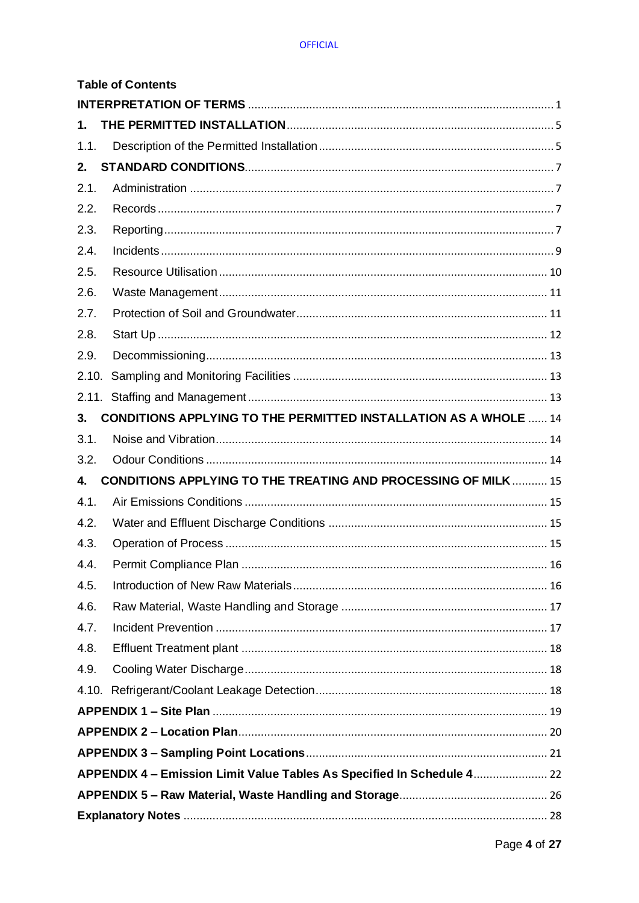**Table of Contents**

| | |
|---|---|
| **INTERPRETATION OF TERMS** | 1 |
| **1. THE PERMITTED INSTALLATION** | 5 |
| 1.1. Description of the Permitted Installation | 5 |
| **2. STANDARD CONDITIONS** | 7 |
| 2.1. Administration | 7 |
| 2.2. Records | 7 |
| 2.3. Reporting | 7 |
| 2.4. Incidents | 9 |
| 2.5. Resource Utilisation | 10 |
| 2.6. Waste Management | 11 |
| 2.7. Protection of Soil and Groundwater | 11 |
| 2.8. Start Up | 12 |
| 2.9. Decommissioning | 13 |
| 2.10. Sampling and Monitoring Facilities | 13 |
| 2.11. Staffing and Management | 13 |
| **3. CONDITIONS APPLYING TO THE PERMITTED INSTALLATION AS A WHOLE** | 14 |
| 3.1. Noise and Vibration | 14 |
| 3.2. Odour Conditions | 14 |
| **4. CONDITIONS APPLYING TO THE TREATING AND PROCESSING OF MILK** | 15 |
| 4.1. Air Emissions Conditions | 15 |
| 4.2. Water and Effluent Discharge Conditions | 15 |
| 4.3. Operation of Process | 15 |
| 4.4. Permit Compliance Plan | 16 |
| 4.5. Introduction of New Raw Materials | 16 |
| 4.6. Raw Material, Waste Handling and Storage | 17 |
| 4.7. Incident Prevention | 17 |
| 4.8. Effluent Treatment plant | 18 |
| 4.9. Cooling Water Discharge | 18 |
| 4.10. Refrigerant/Coolant Leakage Detection | 18 |
| **APPENDIX 1 – Site Plan** | 19 |
| **APPENDIX 2 – Location Plan** | 20 |
| **APPENDIX 3 – Sampling Point Locations** | 21 |
| **APPENDIX 4 – Emission Limit Value Tables As Specified In Schedule 4** | 22 |
| **APPENDIX 5 – Raw Material, Waste Handling and Storage** | 26 |
| **Explanatory Notes** | 28 |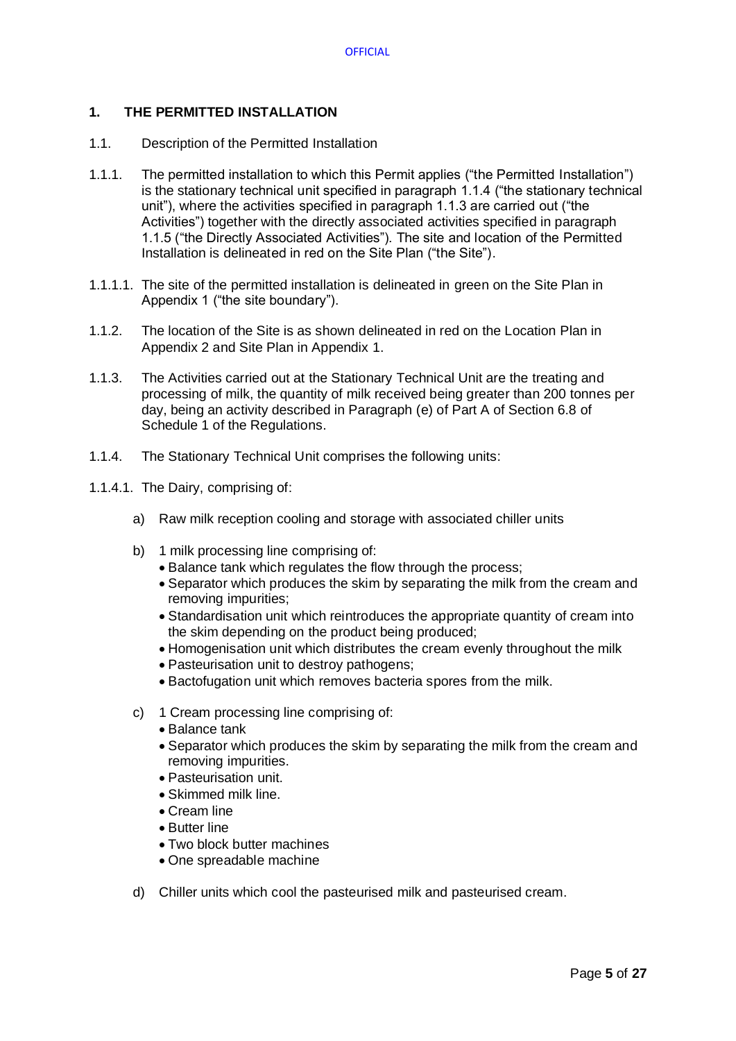## 1. THE PERMITTED INSTALLATION

1.1. Description of the Permitted Installation

1.1.1. The permitted installation to which this Permit applies ("the Permitted Installation") is the stationary technical unit specified in paragraph 1.1.4 ("the stationary technical unit"), where the activities specified in paragraph 1.1.3 are carried out ("the Activities") together with the directly associated activities specified in paragraph 1.1.5 ("the Directly Associated Activities"). The site and location of the Permitted Installation is delineated in red on the Site Plan ("the Site").

1.1.1.1. The site of the permitted installation is delineated in green on the Site Plan in Appendix 1 ("the site boundary").

1.1.2. The location of the Site is as shown delineated in red on the Location Plan in Appendix 2 and Site Plan in Appendix 1.

1.1.3. The Activities carried out at the Stationary Technical Unit are the treating and processing of milk, the quantity of milk received being greater than 200 tonnes per day, being an activity described in Paragraph (e) of Part A of Section 6.8 of Schedule 1 of the Regulations.

1.1.4. The Stationary Technical Unit comprises the following units:

1.1.4.1. The Dairy, comprising of:

a) Raw milk reception cooling and storage with associated chiller units

b) 1 milk processing line comprising of:
   - Balance tank which regulates the flow through the process;
   - Separator which produces the skim by separating the milk from the cream and removing impurities;
   - Standardisation unit which reintroduces the appropriate quantity of cream into the skim depending on the product being produced;
   - Homogenisation unit which distributes the cream evenly throughout the milk
   - Pasteurisation unit to destroy pathogens;
   - Bactofugation unit which removes bacteria spores from the milk.

c) 1 Cream processing line comprising of:
   - Balance tank
   - Separator which produces the skim by separating the milk from the cream and removing impurities.
   - Pasteurisation unit.
   - Skimmed milk line.
   - Cream line
   - Butter line
   - Two block butter machines
   - One spreadable machine

d) Chiller units which cool the pasteurised milk and pasteurised cream.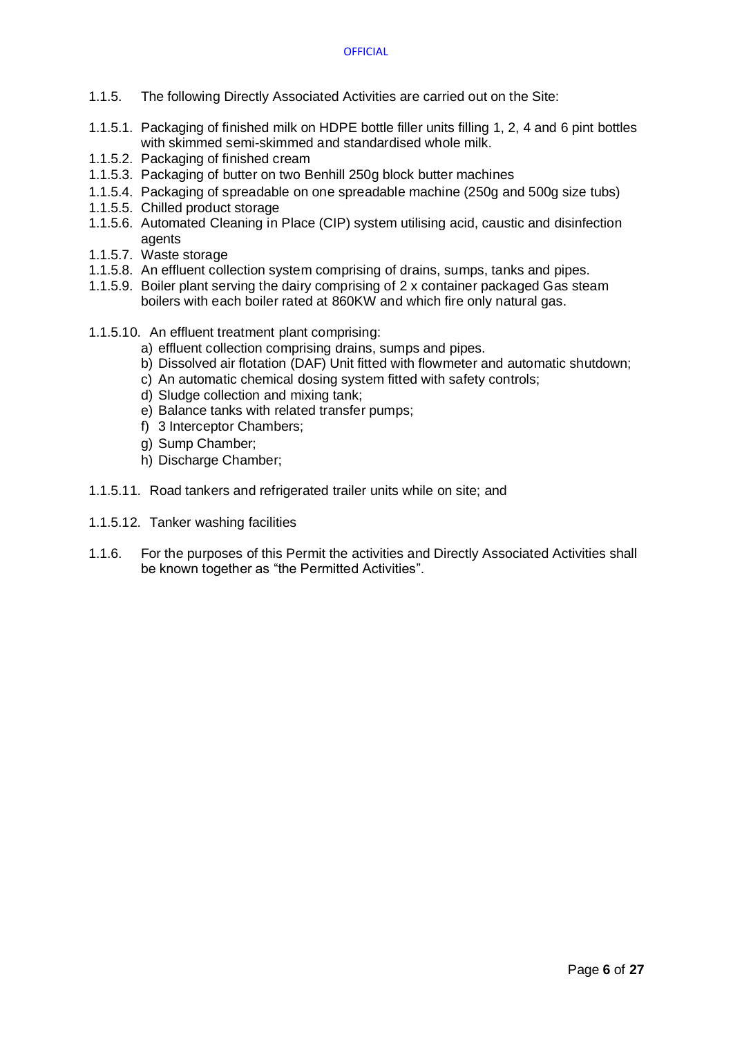1.1.5. The following Directly Associated Activities are carried out on the Site:

1.1.5.1. Packaging of finished milk on HDPE bottle filler units filling 1, 2, 4 and 6 pint bottles with skimmed semi-skimmed and standardised whole milk.
1.1.5.2. Packaging of finished cream
1.1.5.3. Packaging of butter on two Benhill 250g block butter machines
1.1.5.4. Packaging of spreadable on one spreadable machine (250g and 500g size tubs)
1.1.5.5. Chilled product storage
1.1.5.6. Automated Cleaning in Place (CIP) system utilising acid, caustic and disinfection agents
1.1.5.7. Waste storage
1.1.5.8. An effluent collection system comprising of drains, sumps, tanks and pipes.
1.1.5.9. Boiler plant serving the dairy comprising of 2 x container packaged Gas steam boilers with each boiler rated at 860KW and which fire only natural gas.

1.1.5.10. An effluent treatment plant comprising:

a) effluent collection comprising drains, sumps and pipes.
b) Dissolved air flotation (DAF) Unit fitted with flowmeter and automatic shutdown;
c) An automatic chemical dosing system fitted with safety controls;
d) Sludge collection and mixing tank;
e) Balance tanks with related transfer pumps;
f) 3 Interceptor Chambers;
g) Sump Chamber;
h) Discharge Chamber;

1.1.5.11. Road tankers and refrigerated trailer units while on site; and

1.1.5.12. Tanker washing facilities

1.1.6. For the purposes of this Permit the activities and Directly Associated Activities shall be known together as "the Permitted Activities".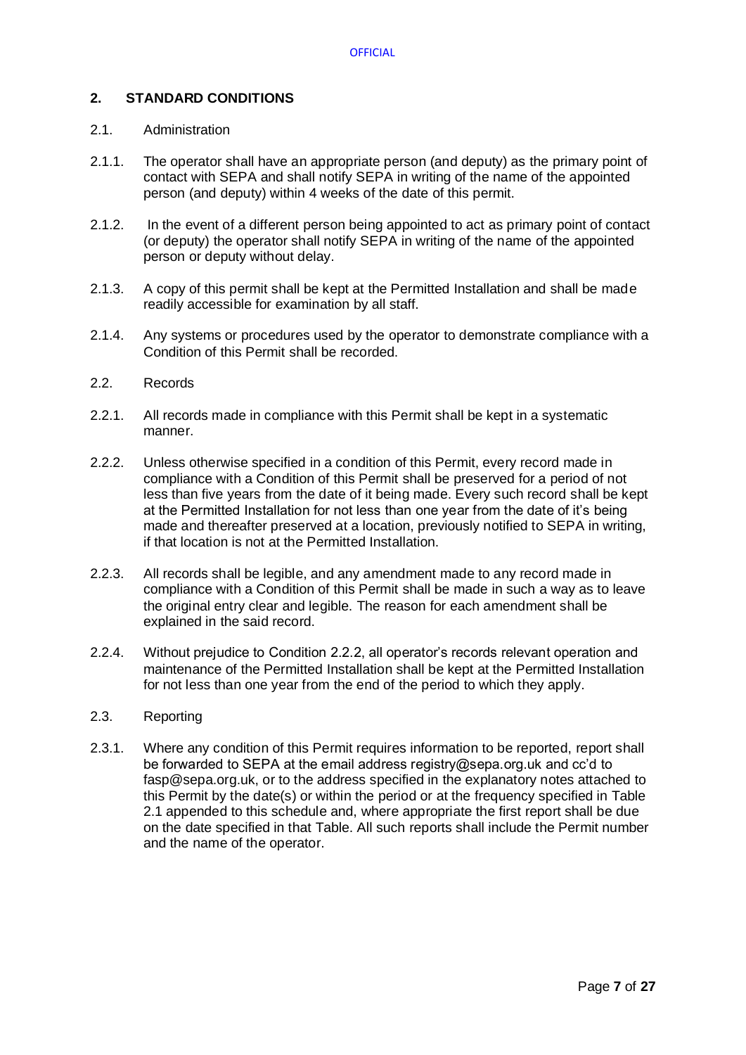## 2. STANDARD CONDITIONS

2.1. Administration

2.1.1. The operator shall have an appropriate person (and deputy) as the primary point of contact with SEPA and shall notify SEPA in writing of the name of the appointed person (and deputy) within 4 weeks of the date of this permit.

2.1.2. In the event of a different person being appointed to act as primary point of contact (or deputy) the operator shall notify SEPA in writing of the name of the appointed person or deputy without delay.

2.1.3. A copy of this permit shall be kept at the Permitted Installation and shall be made readily accessible for examination by all staff.

2.1.4. Any systems or procedures used by the operator to demonstrate compliance with a Condition of this Permit shall be recorded.

2.2. Records

2.2.1. All records made in compliance with this Permit shall be kept in a systematic manner.

2.2.2. Unless otherwise specified in a condition of this Permit, every record made in compliance with a Condition of this Permit shall be preserved for a period of not less than five years from the date of it being made. Every such record shall be kept at the Permitted Installation for not less than one year from the date of it's being made and thereafter preserved at a location, previously notified to SEPA in writing, if that location is not at the Permitted Installation.

2.2.3. All records shall be legible, and any amendment made to any record made in compliance with a Condition of this Permit shall be made in such a way as to leave the original entry clear and legible. The reason for each amendment shall be explained in the said record.

2.2.4. Without prejudice to Condition 2.2.2, all operator's records relevant operation and maintenance of the Permitted Installation shall be kept at the Permitted Installation for not less than one year from the end of the period to which they apply.

2.3. Reporting

2.3.1. Where any condition of this Permit requires information to be reported, report shall be forwarded to SEPA at the email address registry@sepa.org.uk and cc'd to fasp@sepa.org.uk, or to the address specified in the explanatory notes attached to this Permit by the date(s) or within the period or at the frequency specified in Table 2.1 appended to this schedule and, where appropriate the first report shall be due on the date specified in that Table. All such reports shall include the Permit number and the name of the operator.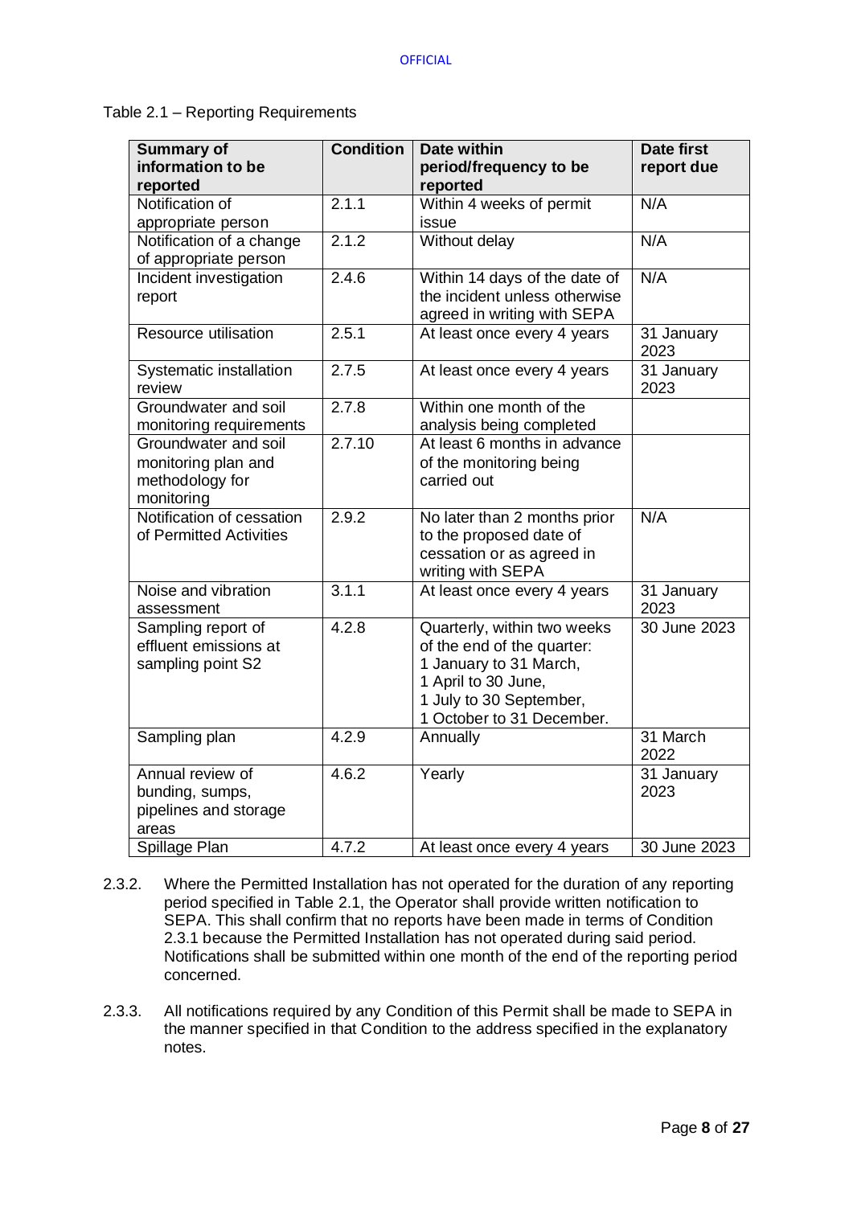Table 2.1 – Reporting Requirements

| Summary of information to be reported | Condition | Date within period/frequency to be reported | Date first report due |
|---|---|---|---|
| Notification of appropriate person | 2.1.1 | Within 4 weeks of permit issue | N/A |
| Notification of a change of appropriate person | 2.1.2 | Without delay | N/A |
| Incident investigation report | 2.4.6 | Within 14 days of the date of the incident unless otherwise agreed in writing with SEPA | N/A |
| Resource utilisation | 2.5.1 | At least once every 4 years | 31 January 2023 |
| Systematic installation review | 2.7.5 | At least once every 4 years | 31 January 2023 |
| Groundwater and soil monitoring requirements | 2.7.8 | Within one month of the analysis being completed | |
| Groundwater and soil monitoring plan and methodology for monitoring | 2.7.10 | At least 6 months in advance of the monitoring being carried out | |
| Notification of cessation of Permitted Activities | 2.9.2 | No later than 2 months prior to the proposed date of cessation or as agreed in writing with SEPA | N/A |
| Noise and vibration assessment | 3.1.1 | At least once every 4 years | 31 January 2023 |
| Sampling report of effluent emissions at sampling point S2 | 4.2.8 | Quarterly, within two weeks of the end of the quarter: 1 January to 31 March, 1 April to 30 June, 1 July to 30 September, 1 October to 31 December. | 30 June 2023 |
| Sampling plan | 4.2.9 | Annually | 31 March 2022 |
| Annual review of bunding, sumps, pipelines and storage areas | 4.6.2 | Yearly | 31 January 2023 |
| Spillage Plan | 4.7.2 | At least once every 4 years | 30 June 2023 |

2.3.2. Where the Permitted Installation has not operated for the duration of any reporting period specified in Table 2.1, the Operator shall provide written notification to SEPA. This shall confirm that no reports have been made in terms of Condition 2.3.1 because the Permitted Installation has not operated during said period. Notifications shall be submitted within one month of the end of the reporting period concerned.

2.3.3. All notifications required by any Condition of this Permit shall be made to SEPA in the manner specified in that Condition to the address specified in the explanatory notes.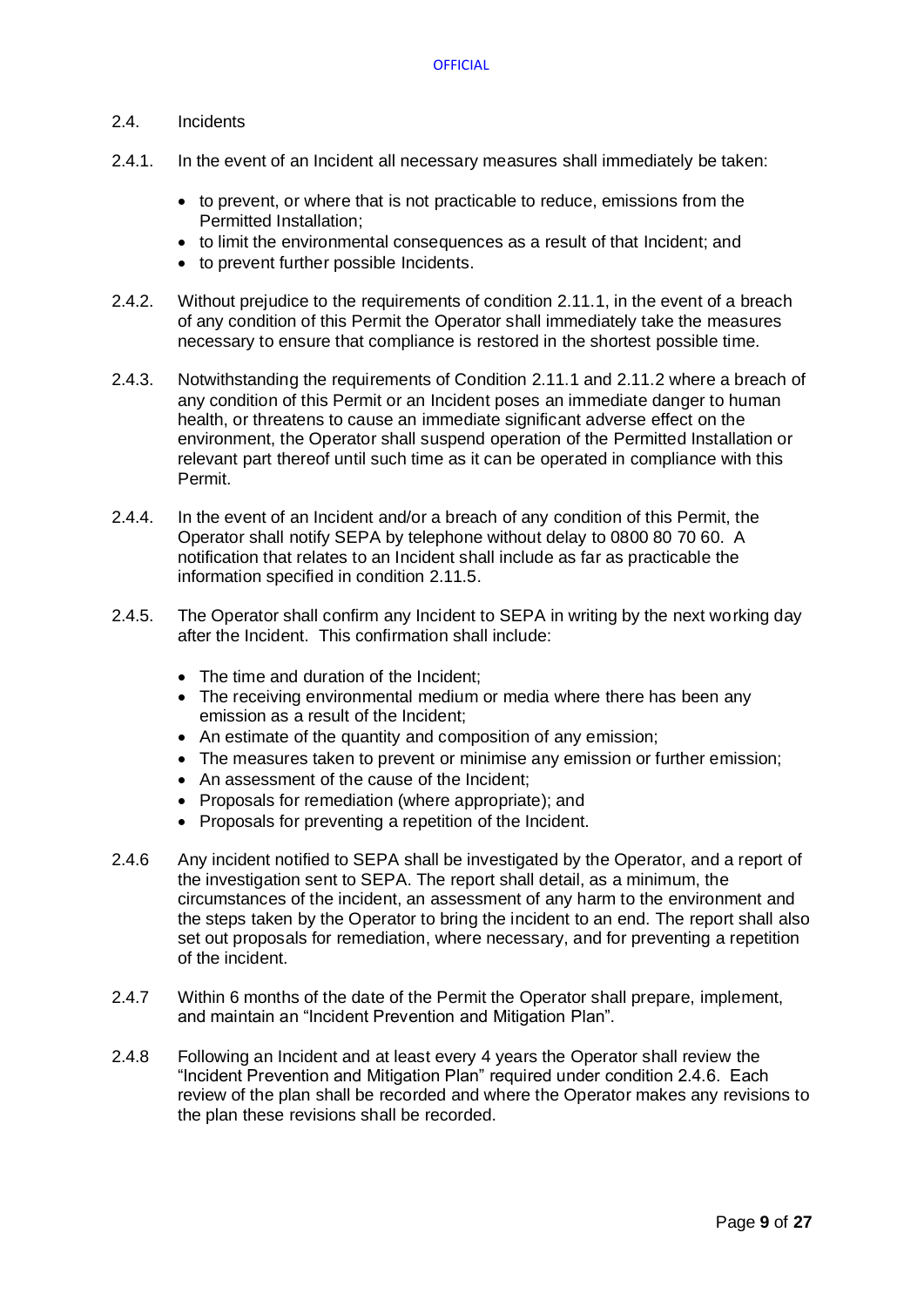## 2.4. Incidents

2.4.1. In the event of an Incident all necessary measures shall immediately be taken:

- to prevent, or where that is not practicable to reduce, emissions from the Permitted Installation;
- to limit the environmental consequences as a result of that Incident; and
- to prevent further possible Incidents.

2.4.2. Without prejudice to the requirements of condition 2.11.1, in the event of a breach of any condition of this Permit the Operator shall immediately take the measures necessary to ensure that compliance is restored in the shortest possible time.

2.4.3. Notwithstanding the requirements of Condition 2.11.1 and 2.11.2 where a breach of any condition of this Permit or an Incident poses an immediate danger to human health, or threatens to cause an immediate significant adverse effect on the environment, the Operator shall suspend operation of the Permitted Installation or relevant part thereof until such time as it can be operated in compliance with this Permit.

2.4.4. In the event of an Incident and/or a breach of any condition of this Permit, the Operator shall notify SEPA by telephone without delay to 0800 80 70 60. A notification that relates to an Incident shall include as far as practicable the information specified in condition 2.11.5.

2.4.5. The Operator shall confirm any Incident to SEPA in writing by the next working day after the Incident. This confirmation shall include:

- The time and duration of the Incident;
- The receiving environmental medium or media where there has been any emission as a result of the Incident;
- An estimate of the quantity and composition of any emission;
- The measures taken to prevent or minimise any emission or further emission;
- An assessment of the cause of the Incident;
- Proposals for remediation (where appropriate); and
- Proposals for preventing a repetition of the Incident.

2.4.6 Any incident notified to SEPA shall be investigated by the Operator, and a report of the investigation sent to SEPA. The report shall detail, as a minimum, the circumstances of the incident, an assessment of any harm to the environment and the steps taken by the Operator to bring the incident to an end. The report shall also set out proposals for remediation, where necessary, and for preventing a repetition of the incident.

2.4.7 Within 6 months of the date of the Permit the Operator shall prepare, implement, and maintain an "Incident Prevention and Mitigation Plan".

2.4.8 Following an Incident and at least every 4 years the Operator shall review the "Incident Prevention and Mitigation Plan" required under condition 2.4.6. Each review of the plan shall be recorded and where the Operator makes any revisions to the plan these revisions shall be recorded.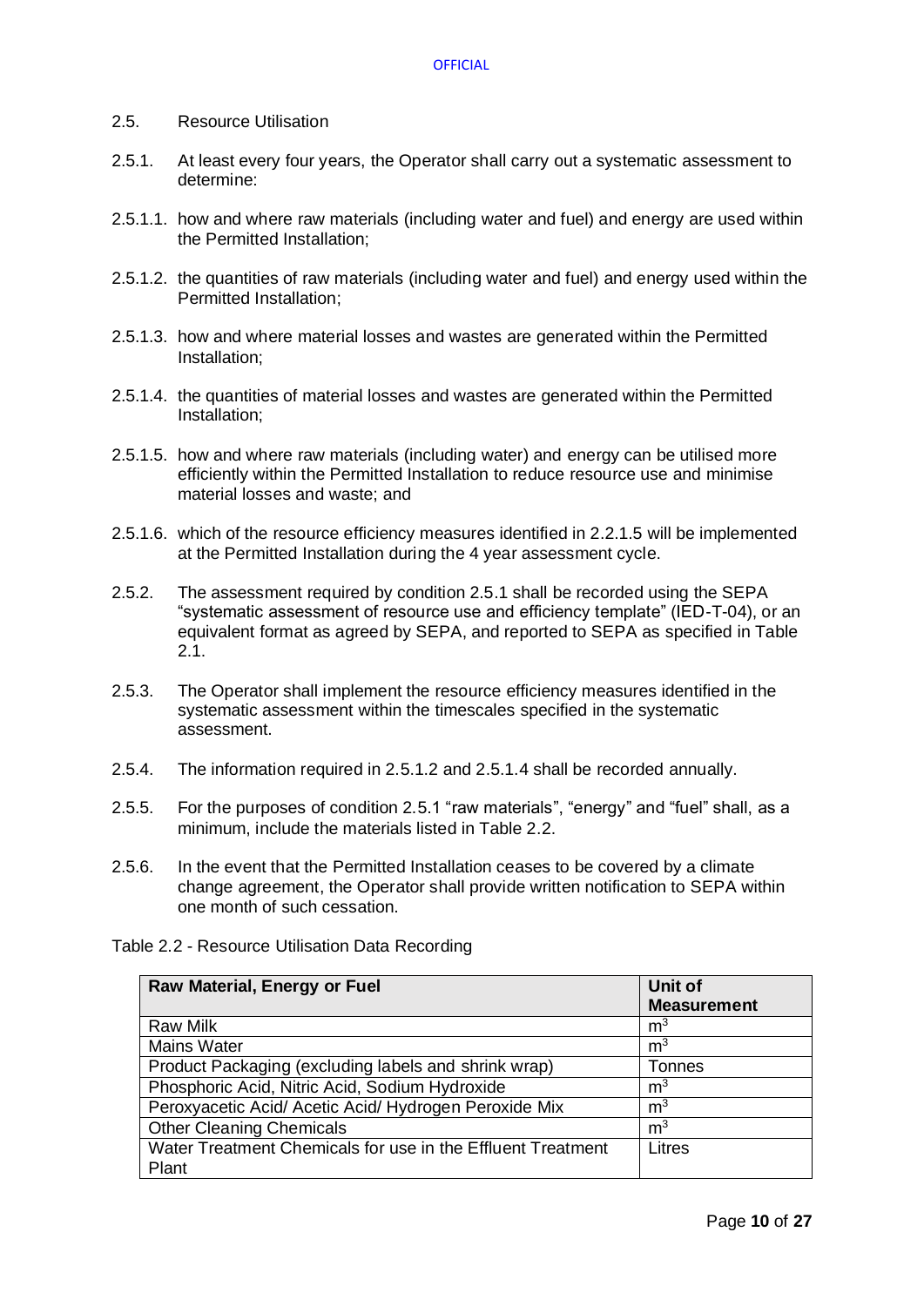2.5. Resource Utilisation

2.5.1. At least every four years, the Operator shall carry out a systematic assessment to determine:

2.5.1.1. how and where raw materials (including water and fuel) and energy are used within the Permitted Installation;

2.5.1.2. the quantities of raw materials (including water and fuel) and energy used within the Permitted Installation;

2.5.1.3. how and where material losses and wastes are generated within the Permitted Installation;

2.5.1.4. the quantities of material losses and wastes are generated within the Permitted Installation;

2.5.1.5. how and where raw materials (including water) and energy can be utilised more efficiently within the Permitted Installation to reduce resource use and minimise material losses and waste; and

2.5.1.6. which of the resource efficiency measures identified in 2.2.1.5 will be implemented at the Permitted Installation during the 4 year assessment cycle.

2.5.2. The assessment required by condition 2.5.1 shall be recorded using the SEPA "systematic assessment of resource use and efficiency template" (IED-T-04), or an equivalent format as agreed by SEPA, and reported to SEPA as specified in Table 2.1.

2.5.3. The Operator shall implement the resource efficiency measures identified in the systematic assessment within the timescales specified in the systematic assessment.

2.5.4. The information required in 2.5.1.2 and 2.5.1.4 shall be recorded annually.

2.5.5. For the purposes of condition 2.5.1 "raw materials", "energy" and "fuel" shall, as a minimum, include the materials listed in Table 2.2.

2.5.6. In the event that the Permitted Installation ceases to be covered by a climate change agreement, the Operator shall provide written notification to SEPA within one month of such cessation.

Table 2.2 - Resource Utilisation Data Recording

| Raw Material, Energy or Fuel | Unit of Measurement |
|---|---|
| Raw Milk | $m^3$ |
| Mains Water | $m^3$ |
| Product Packaging (excluding labels and shrink wrap) | Tonnes |
| Phosphoric Acid, Nitric Acid, Sodium Hydroxide | $m^3$ |
| Peroxyacetic Acid/ Acetic Acid/ Hydrogen Peroxide Mix | $m^3$ |
| Other Cleaning Chemicals | $m^3$ |
| Water Treatment Chemicals for use in the Effluent Treatment Plant | Litres |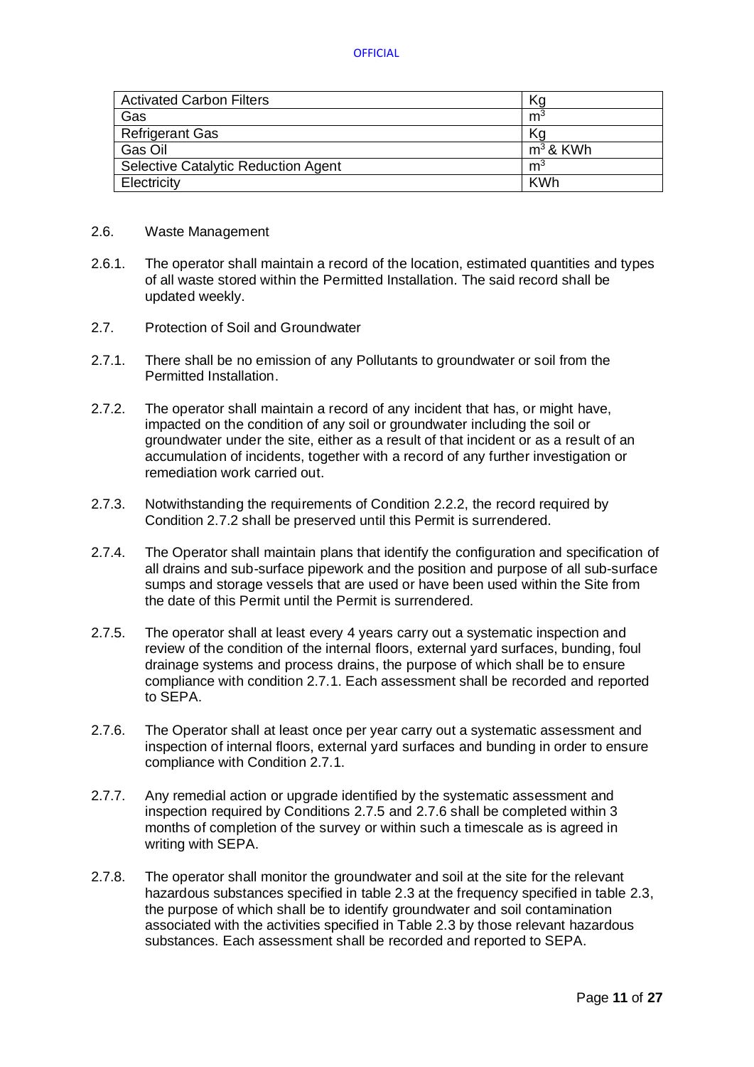| | |
|---|---|
| Activated Carbon Filters | Kg |
| Gas | $m^3$ |
| Refrigerant Gas | Kg |
| Gas Oil | $m^3$ & KWh |
| Selective Catalytic Reduction Agent | $m^3$ |
| Electricity | KWh |

2.6. Waste Management

2.6.1. The operator shall maintain a record of the location, estimated quantities and types of all waste stored within the Permitted Installation. The said record shall be updated weekly.

2.7. Protection of Soil and Groundwater

2.7.1. There shall be no emission of any Pollutants to groundwater or soil from the Permitted Installation.

2.7.2. The operator shall maintain a record of any incident that has, or might have, impacted on the condition of any soil or groundwater including the soil or groundwater under the site, either as a result of that incident or as a result of an accumulation of incidents, together with a record of any further investigation or remediation work carried out.

2.7.3. Notwithstanding the requirements of Condition 2.2.2, the record required by Condition 2.7.2 shall be preserved until this Permit is surrendered.

2.7.4. The Operator shall maintain plans that identify the configuration and specification of all drains and sub-surface pipework and the position and purpose of all sub-surface sumps and storage vessels that are used or have been used within the Site from the date of this Permit until the Permit is surrendered.

2.7.5. The operator shall at least every 4 years carry out a systematic inspection and review of the condition of the internal floors, external yard surfaces, bunding, foul drainage systems and process drains, the purpose of which shall be to ensure compliance with condition 2.7.1. Each assessment shall be recorded and reported to SEPA.

2.7.6. The Operator shall at least once per year carry out a systematic assessment and inspection of internal floors, external yard surfaces and bunding in order to ensure compliance with Condition 2.7.1.

2.7.7. Any remedial action or upgrade identified by the systematic assessment and inspection required by Conditions 2.7.5 and 2.7.6 shall be completed within 3 months of completion of the survey or within such a timescale as is agreed in writing with SEPA.

2.7.8. The operator shall monitor the groundwater and soil at the site for the relevant hazardous substances specified in table 2.3 at the frequency specified in table 2.3, the purpose of which shall be to identify groundwater and soil contamination associated with the activities specified in Table 2.3 by those relevant hazardous substances. Each assessment shall be recorded and reported to SEPA.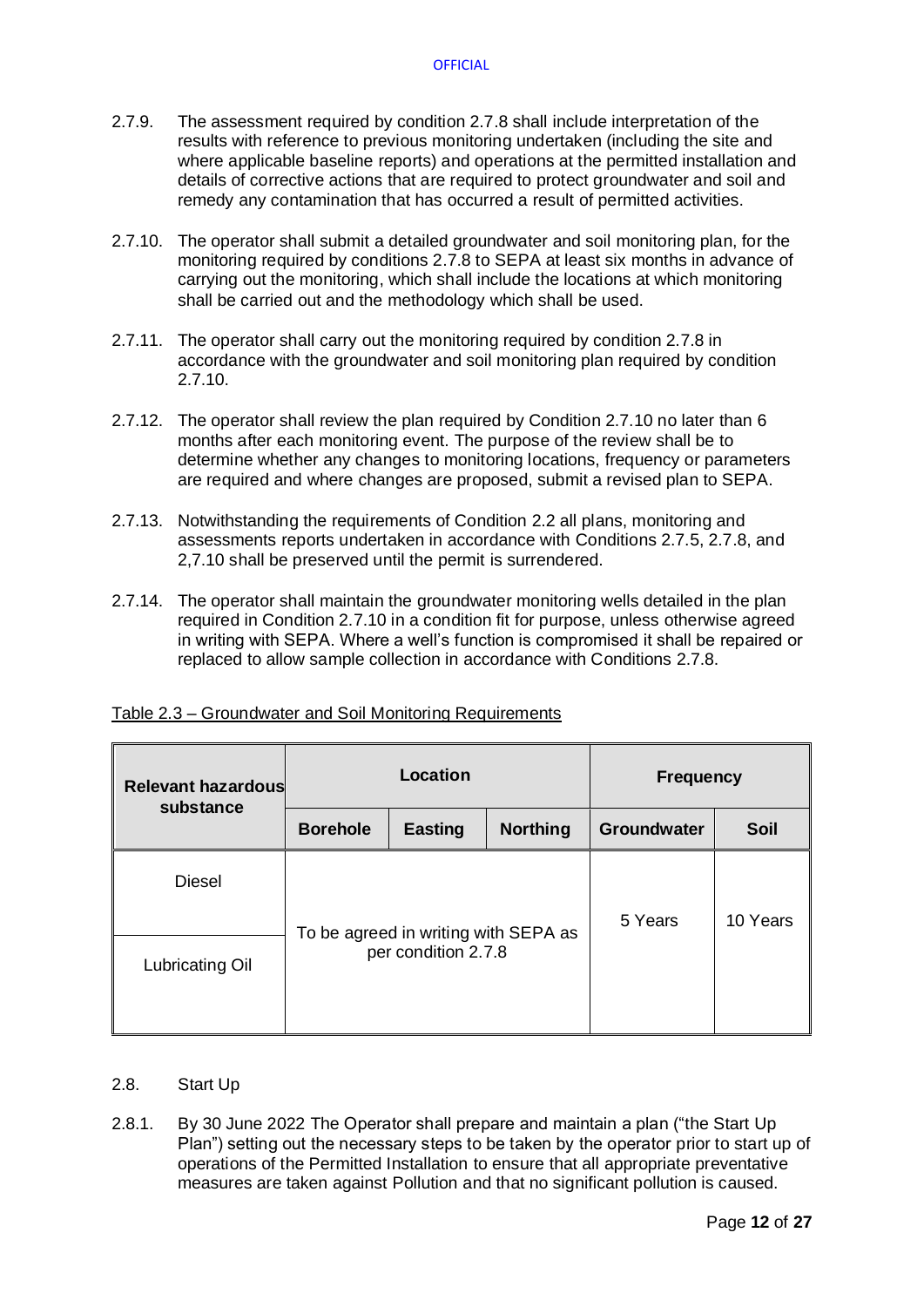2.7.9. The assessment required by condition 2.7.8 shall include interpretation of the results with reference to previous monitoring undertaken (including the site and where applicable baseline reports) and operations at the permitted installation and details of corrective actions that are required to protect groundwater and soil and remedy any contamination that has occurred a result of permitted activities.

2.7.10. The operator shall submit a detailed groundwater and soil monitoring plan, for the monitoring required by conditions 2.7.8 to SEPA at least six months in advance of carrying out the monitoring, which shall include the locations at which monitoring shall be carried out and the methodology which shall be used.

2.7.11. The operator shall carry out the monitoring required by condition 2.7.8 in accordance with the groundwater and soil monitoring plan required by condition 2.7.10.

2.7.12. The operator shall review the plan required by Condition 2.7.10 no later than 6 months after each monitoring event. The purpose of the review shall be to determine whether any changes to monitoring locations, frequency or parameters are required and where changes are proposed, submit a revised plan to SEPA.

2.7.13. Notwithstanding the requirements of Condition 2.2 all plans, monitoring and assessments reports undertaken in accordance with Conditions 2.7.5, 2.7.8, and 2,7.10 shall be preserved until the permit is surrendered.

2.7.14. The operator shall maintain the groundwater monitoring wells detailed in the plan required in Condition 2.7.10 in a condition fit for purpose, unless otherwise agreed in writing with SEPA. Where a well's function is compromised it shall be repaired or replaced to allow sample collection in accordance with Conditions 2.7.8.

Table 2.3 – Groundwater and Soil Monitoring Requirements

| Relevant hazardous substance | Location | | | Frequency | |
|---|---|---|---|---|---|
| | Borehole | Easting | Northing | Groundwater | Soil |
| Diesel | To be agreed in writing with SEPA as per condition 2.7.8 | | | 5 Years | 10 Years |
| Lubricating Oil | | | | | |

2.8. Start Up

2.8.1. By 30 June 2022 The Operator shall prepare and maintain a plan ("the Start Up Plan") setting out the necessary steps to be taken by the operator prior to start up of operations of the Permitted Installation to ensure that all appropriate preventative measures are taken against Pollution and that no significant pollution is caused.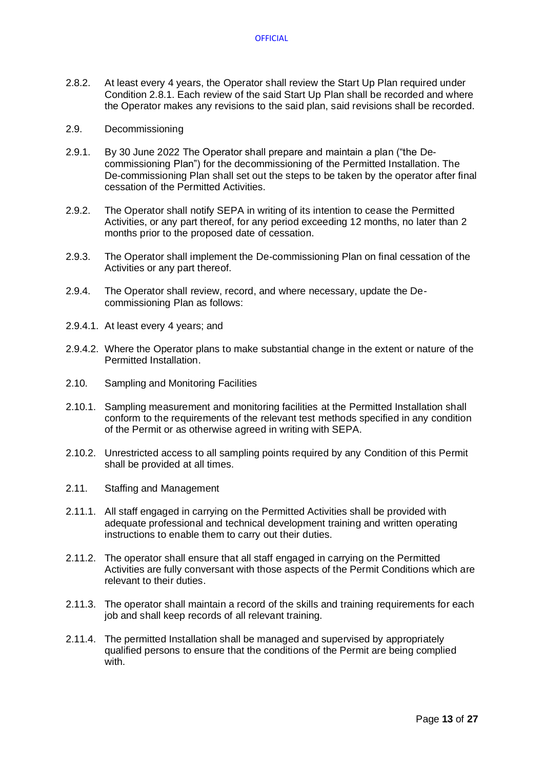2.8.2. At least every 4 years, the Operator shall review the Start Up Plan required under Condition 2.8.1. Each review of the said Start Up Plan shall be recorded and where the Operator makes any revisions to the said plan, said revisions shall be recorded.

2.9. Decommissioning

2.9.1. By 30 June 2022 The Operator shall prepare and maintain a plan ("the De-commissioning Plan") for the decommissioning of the Permitted Installation. The De-commissioning Plan shall set out the steps to be taken by the operator after final cessation of the Permitted Activities.

2.9.2. The Operator shall notify SEPA in writing of its intention to cease the Permitted Activities, or any part thereof, for any period exceeding 12 months, no later than 2 months prior to the proposed date of cessation.

2.9.3. The Operator shall implement the De-commissioning Plan on final cessation of the Activities or any part thereof.

2.9.4. The Operator shall review, record, and where necessary, update the De-commissioning Plan as follows:

2.9.4.1. At least every 4 years; and

2.9.4.2. Where the Operator plans to make substantial change in the extent or nature of the Permitted Installation.

2.10. Sampling and Monitoring Facilities

2.10.1. Sampling measurement and monitoring facilities at the Permitted Installation shall conform to the requirements of the relevant test methods specified in any condition of the Permit or as otherwise agreed in writing with SEPA.

2.10.2. Unrestricted access to all sampling points required by any Condition of this Permit shall be provided at all times.

2.11. Staffing and Management

2.11.1. All staff engaged in carrying on the Permitted Activities shall be provided with adequate professional and technical development training and written operating instructions to enable them to carry out their duties.

2.11.2. The operator shall ensure that all staff engaged in carrying on the Permitted Activities are fully conversant with those aspects of the Permit Conditions which are relevant to their duties.

2.11.3. The operator shall maintain a record of the skills and training requirements for each job and shall keep records of all relevant training.

2.11.4. The permitted Installation shall be managed and supervised by appropriately qualified persons to ensure that the conditions of the Permit are being complied with.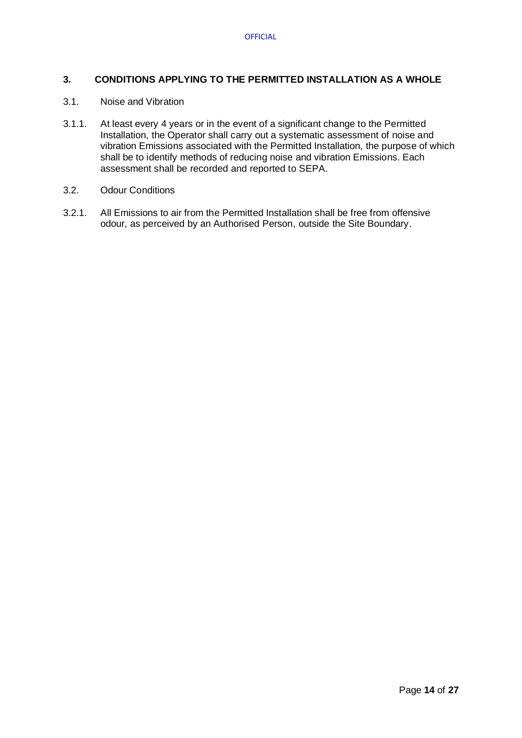## 3. CONDITIONS APPLYING TO THE PERMITTED INSTALLATION AS A WHOLE

### 3.1. Noise and Vibration

3.1.1. At least every 4 years or in the event of a significant change to the Permitted Installation, the Operator shall carry out a systematic assessment of noise and vibration Emissions associated with the Permitted Installation, the purpose of which shall be to identify methods of reducing noise and vibration Emissions. Each assessment shall be recorded and reported to SEPA.

### 3.2. Odour Conditions

3.2.1. All Emissions to air from the Permitted Installation shall be free from offensive odour, as perceived by an Authorised Person, outside the Site Boundary.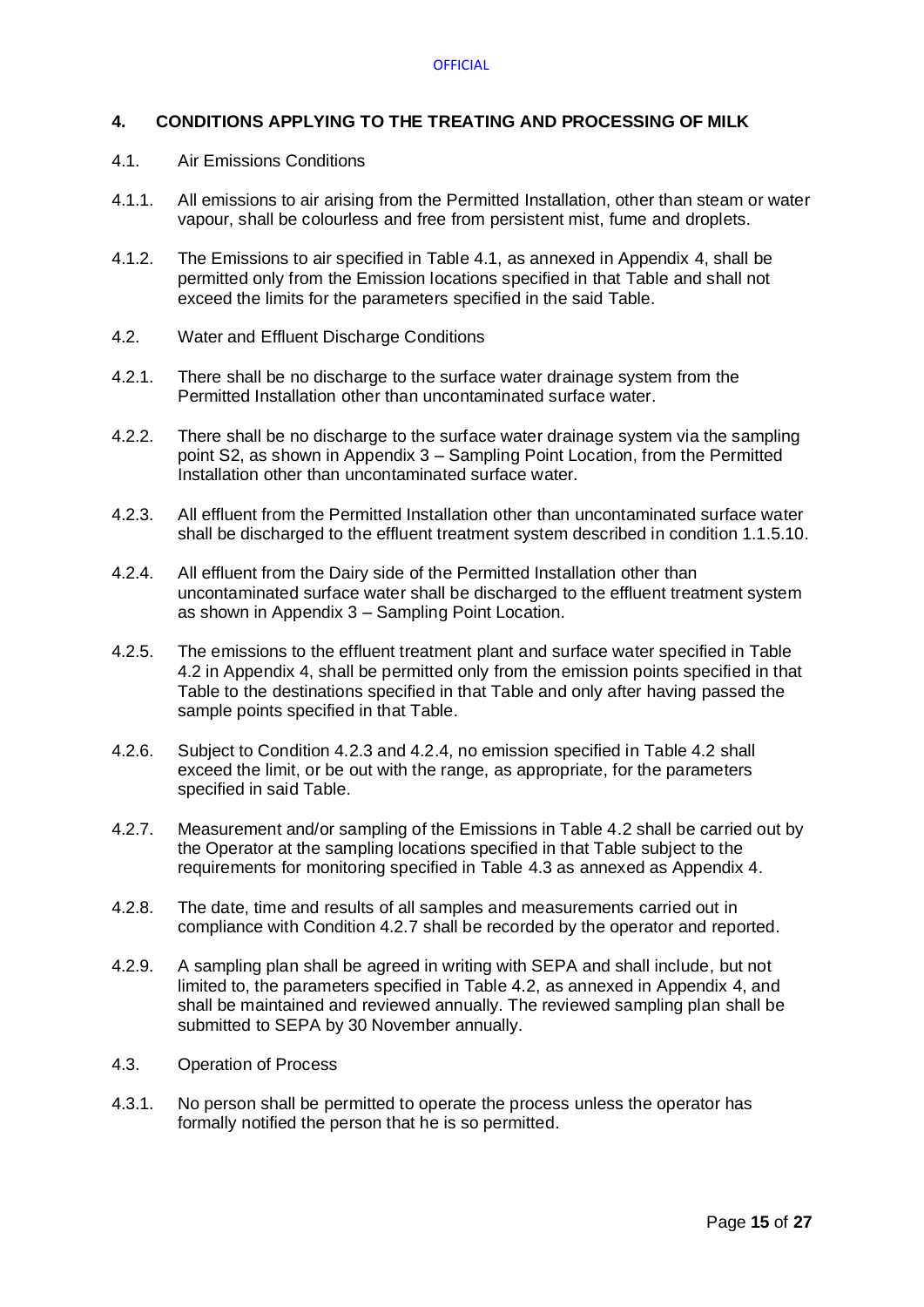## 4. CONDITIONS APPLYING TO THE TREATING AND PROCESSING OF MILK

4.1. Air Emissions Conditions

4.1.1. All emissions to air arising from the Permitted Installation, other than steam or water vapour, shall be colourless and free from persistent mist, fume and droplets.

4.1.2. The Emissions to air specified in Table 4.1, as annexed in Appendix 4, shall be permitted only from the Emission locations specified in that Table and shall not exceed the limits for the parameters specified in the said Table.

4.2. Water and Effluent Discharge Conditions

4.2.1. There shall be no discharge to the surface water drainage system from the Permitted Installation other than uncontaminated surface water.

4.2.2. There shall be no discharge to the surface water drainage system via the sampling point S2, as shown in Appendix 3 – Sampling Point Location, from the Permitted Installation other than uncontaminated surface water.

4.2.3. All effluent from the Permitted Installation other than uncontaminated surface water shall be discharged to the effluent treatment system described in condition 1.1.5.10.

4.2.4. All effluent from the Dairy side of the Permitted Installation other than uncontaminated surface water shall be discharged to the effluent treatment system as shown in Appendix 3 – Sampling Point Location.

4.2.5. The emissions to the effluent treatment plant and surface water specified in Table 4.2 in Appendix 4, shall be permitted only from the emission points specified in that Table to the destinations specified in that Table and only after having passed the sample points specified in that Table.

4.2.6. Subject to Condition 4.2.3 and 4.2.4, no emission specified in Table 4.2 shall exceed the limit, or be out with the range, as appropriate, for the parameters specified in said Table.

4.2.7. Measurement and/or sampling of the Emissions in Table 4.2 shall be carried out by the Operator at the sampling locations specified in that Table subject to the requirements for monitoring specified in Table 4.3 as annexed as Appendix 4.

4.2.8. The date, time and results of all samples and measurements carried out in compliance with Condition 4.2.7 shall be recorded by the operator and reported.

4.2.9. A sampling plan shall be agreed in writing with SEPA and shall include, but not limited to, the parameters specified in Table 4.2, as annexed in Appendix 4, and shall be maintained and reviewed annually. The reviewed sampling plan shall be submitted to SEPA by 30 November annually.

4.3. Operation of Process

4.3.1. No person shall be permitted to operate the process unless the operator has formally notified the person that he is so permitted.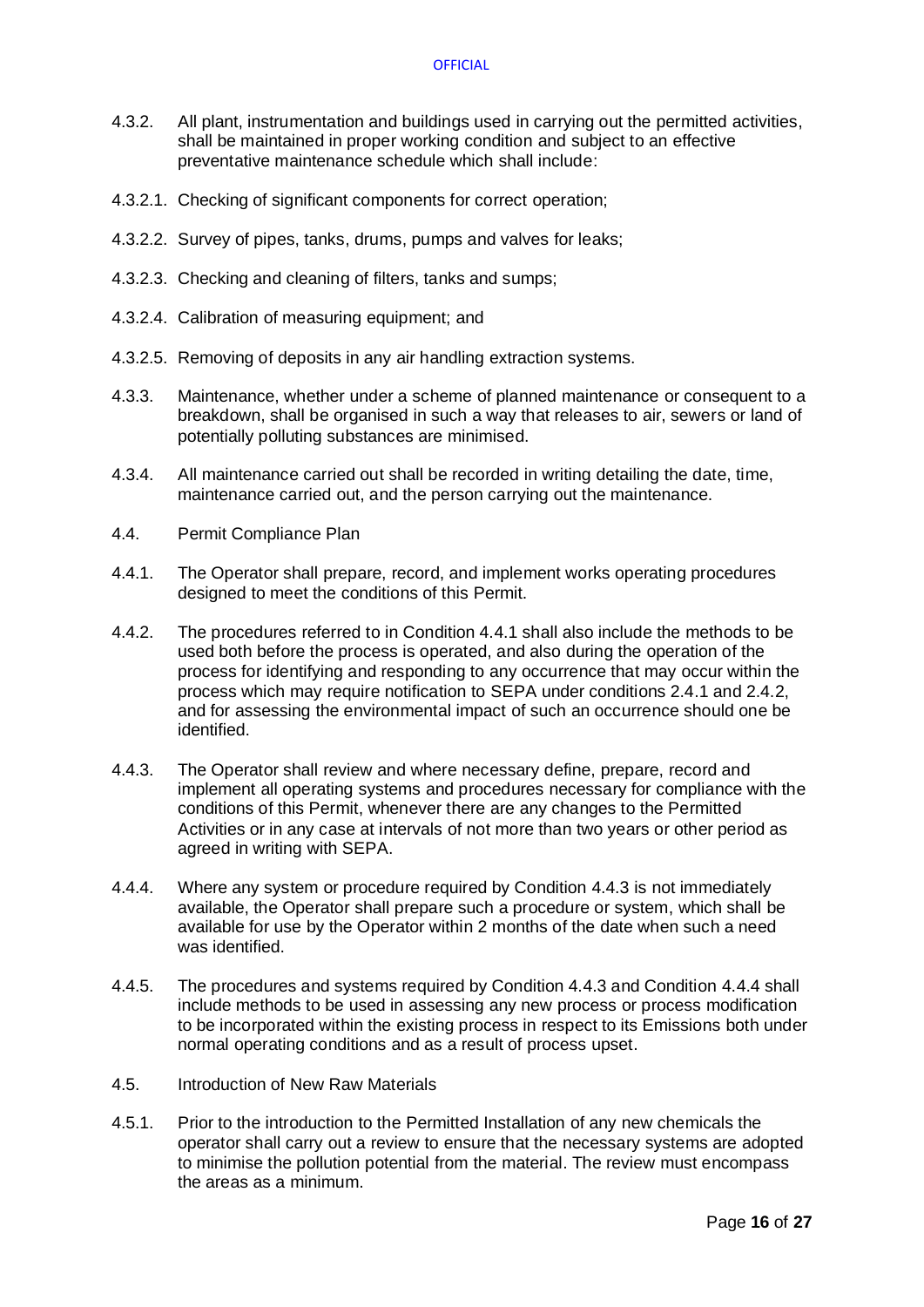4.3.2. All plant, instrumentation and buildings used in carrying out the permitted activities, shall be maintained in proper working condition and subject to an effective preventative maintenance schedule which shall include:

4.3.2.1. Checking of significant components for correct operation;

4.3.2.2. Survey of pipes, tanks, drums, pumps and valves for leaks;

4.3.2.3. Checking and cleaning of filters, tanks and sumps;

4.3.2.4. Calibration of measuring equipment; and

4.3.2.5. Removing of deposits in any air handling extraction systems.

4.3.3. Maintenance, whether under a scheme of planned maintenance or consequent to a breakdown, shall be organised in such a way that releases to air, sewers or land of potentially polluting substances are minimised.

4.3.4. All maintenance carried out shall be recorded in writing detailing the date, time, maintenance carried out, and the person carrying out the maintenance.

4.4. Permit Compliance Plan

4.4.1. The Operator shall prepare, record, and implement works operating procedures designed to meet the conditions of this Permit.

4.4.2. The procedures referred to in Condition 4.4.1 shall also include the methods to be used both before the process is operated, and also during the operation of the process for identifying and responding to any occurrence that may occur within the process which may require notification to SEPA under conditions 2.4.1 and 2.4.2, and for assessing the environmental impact of such an occurrence should one be identified.

4.4.3. The Operator shall review and where necessary define, prepare, record and implement all operating systems and procedures necessary for compliance with the conditions of this Permit, whenever there are any changes to the Permitted Activities or in any case at intervals of not more than two years or other period as agreed in writing with SEPA.

4.4.4. Where any system or procedure required by Condition 4.4.3 is not immediately available, the Operator shall prepare such a procedure or system, which shall be available for use by the Operator within 2 months of the date when such a need was identified.

4.4.5. The procedures and systems required by Condition 4.4.3 and Condition 4.4.4 shall include methods to be used in assessing any new process or process modification to be incorporated within the existing process in respect to its Emissions both under normal operating conditions and as a result of process upset.

4.5. Introduction of New Raw Materials

4.5.1. Prior to the introduction to the Permitted Installation of any new chemicals the operator shall carry out a review to ensure that the necessary systems are adopted to minimise the pollution potential from the material. The review must encompass the areas as a minimum.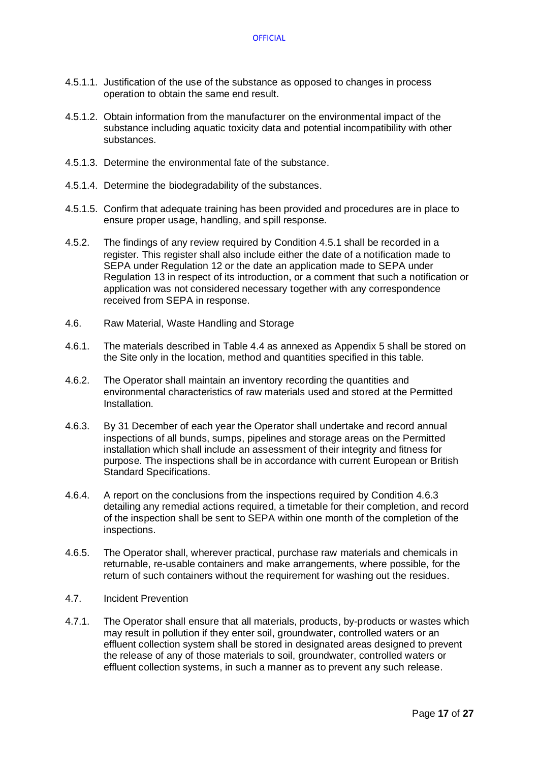4.5.1.1. Justification of the use of the substance as opposed to changes in process operation to obtain the same end result.

4.5.1.2. Obtain information from the manufacturer on the environmental impact of the substance including aquatic toxicity data and potential incompatibility with other substances.

4.5.1.3. Determine the environmental fate of the substance.

4.5.1.4. Determine the biodegradability of the substances.

4.5.1.5. Confirm that adequate training has been provided and procedures are in place to ensure proper usage, handling, and spill response.

4.5.2. The findings of any review required by Condition 4.5.1 shall be recorded in a register. This register shall also include either the date of a notification made to SEPA under Regulation 12 or the date an application made to SEPA under Regulation 13 in respect of its introduction, or a comment that such a notification or application was not considered necessary together with any correspondence received from SEPA in response.

4.6. Raw Material, Waste Handling and Storage

4.6.1. The materials described in Table 4.4 as annexed as Appendix 5 shall be stored on the Site only in the location, method and quantities specified in this table.

4.6.2. The Operator shall maintain an inventory recording the quantities and environmental characteristics of raw materials used and stored at the Permitted Installation.

4.6.3. By 31 December of each year the Operator shall undertake and record annual inspections of all bunds, sumps, pipelines and storage areas on the Permitted installation which shall include an assessment of their integrity and fitness for purpose. The inspections shall be in accordance with current European or British Standard Specifications.

4.6.4. A report on the conclusions from the inspections required by Condition 4.6.3 detailing any remedial actions required, a timetable for their completion, and record of the inspection shall be sent to SEPA within one month of the completion of the inspections.

4.6.5. The Operator shall, wherever practical, purchase raw materials and chemicals in returnable, re-usable containers and make arrangements, where possible, for the return of such containers without the requirement for washing out the residues.

4.7. Incident Prevention

4.7.1. The Operator shall ensure that all materials, products, by-products or wastes which may result in pollution if they enter soil, groundwater, controlled waters or an effluent collection system shall be stored in designated areas designed to prevent the release of any of those materials to soil, groundwater, controlled waters or effluent collection systems, in such a manner as to prevent any such release.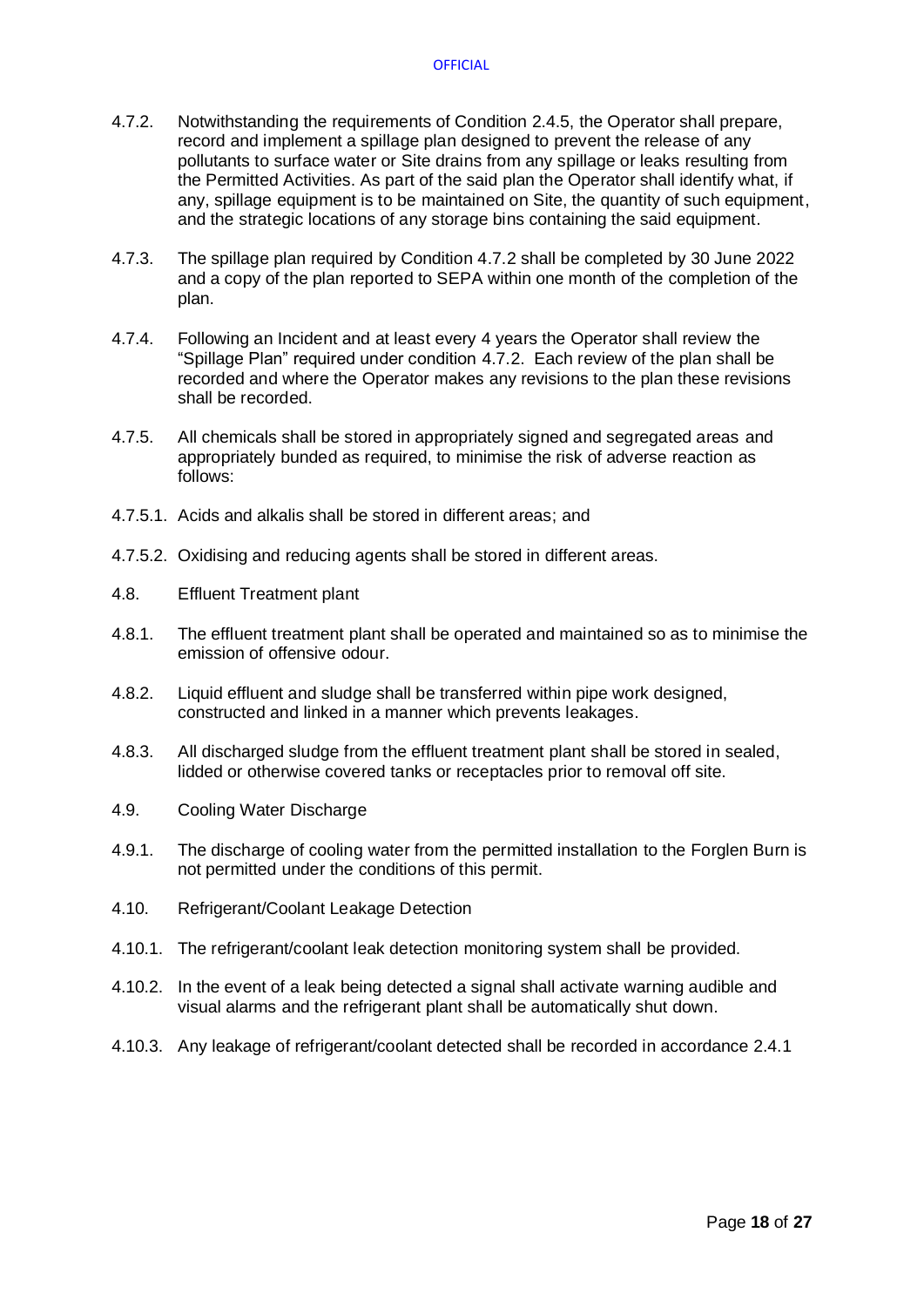4.7.2. Notwithstanding the requirements of Condition 2.4.5, the Operator shall prepare, record and implement a spillage plan designed to prevent the release of any pollutants to surface water or Site drains from any spillage or leaks resulting from the Permitted Activities. As part of the said plan the Operator shall identify what, if any, spillage equipment is to be maintained on Site, the quantity of such equipment, and the strategic locations of any storage bins containing the said equipment.

4.7.3. The spillage plan required by Condition 4.7.2 shall be completed by 30 June 2022 and a copy of the plan reported to SEPA within one month of the completion of the plan.

4.7.4. Following an Incident and at least every 4 years the Operator shall review the "Spillage Plan" required under condition 4.7.2. Each review of the plan shall be recorded and where the Operator makes any revisions to the plan these revisions shall be recorded.

4.7.5. All chemicals shall be stored in appropriately signed and segregated areas and appropriately bunded as required, to minimise the risk of adverse reaction as follows:

4.7.5.1. Acids and alkalis shall be stored in different areas; and

4.7.5.2. Oxidising and reducing agents shall be stored in different areas.

4.8. Effluent Treatment plant

4.8.1. The effluent treatment plant shall be operated and maintained so as to minimise the emission of offensive odour.

4.8.2. Liquid effluent and sludge shall be transferred within pipe work designed, constructed and linked in a manner which prevents leakages.

4.8.3. All discharged sludge from the effluent treatment plant shall be stored in sealed, lidded or otherwise covered tanks or receptacles prior to removal off site.

4.9. Cooling Water Discharge

4.9.1. The discharge of cooling water from the permitted installation to the Forglen Burn is not permitted under the conditions of this permit.

4.10. Refrigerant/Coolant Leakage Detection

4.10.1. The refrigerant/coolant leak detection monitoring system shall be provided.

4.10.2. In the event of a leak being detected a signal shall activate warning audible and visual alarms and the refrigerant plant shall be automatically shut down.

4.10.3. Any leakage of refrigerant/coolant detected shall be recorded in accordance 2.4.1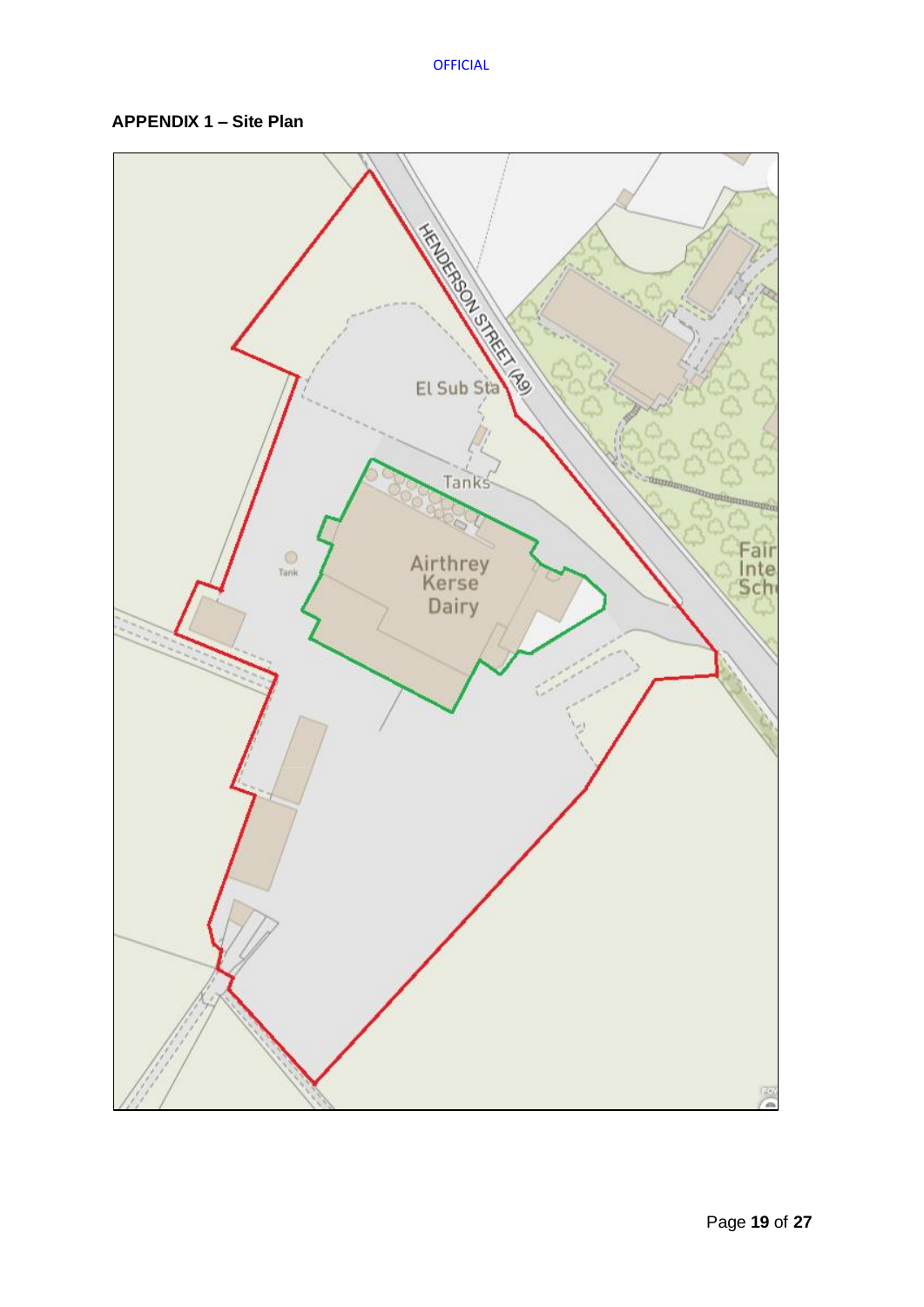**APPENDIX 1 – Site Plan**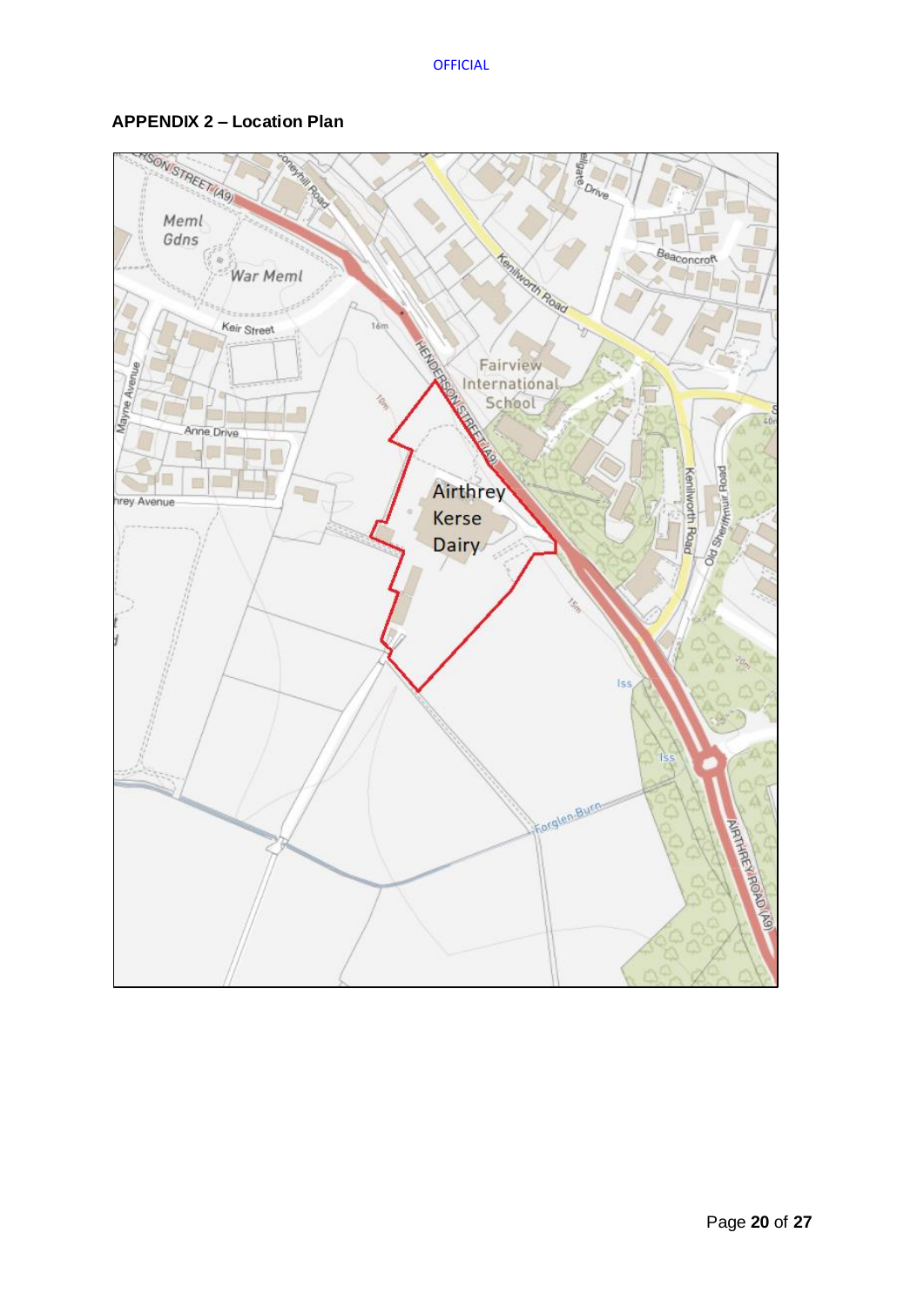**APPENDIX 2 – Location Plan**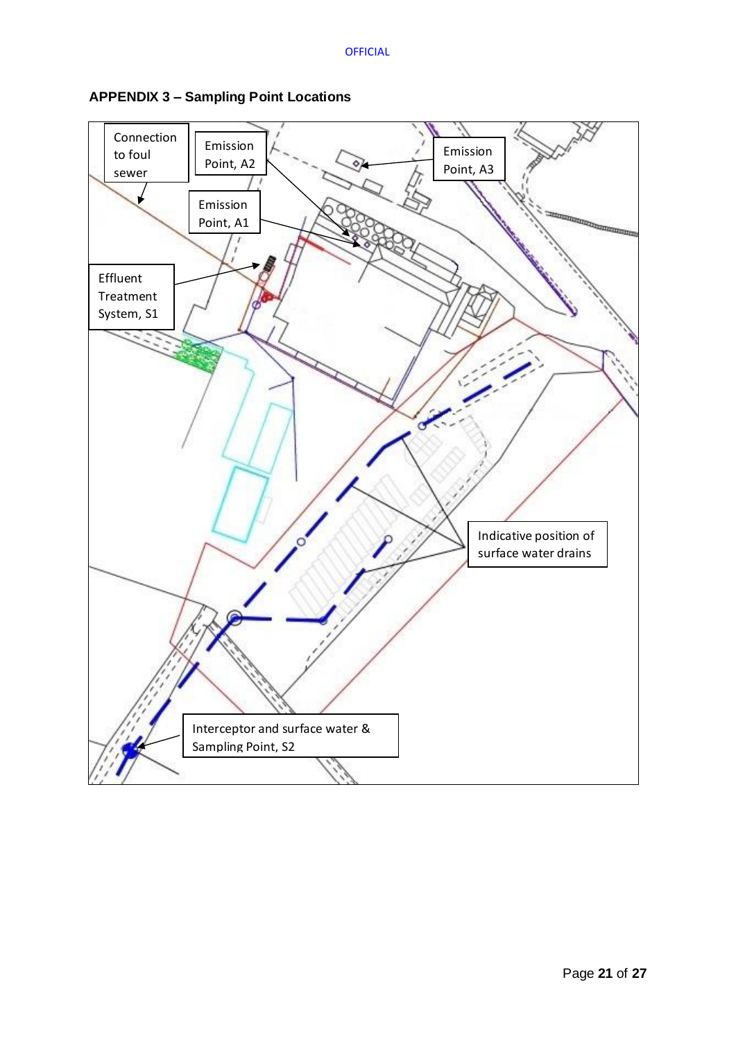## APPENDIX 3 – Sampling Point Locations

Connection to foul sewer

Emission Point, A2

Emission Point, A3

Emission Point, A1

Effluent Treatment System, S1

Indicative position of surface water drains

Interceptor and surface water & Sampling Point, S2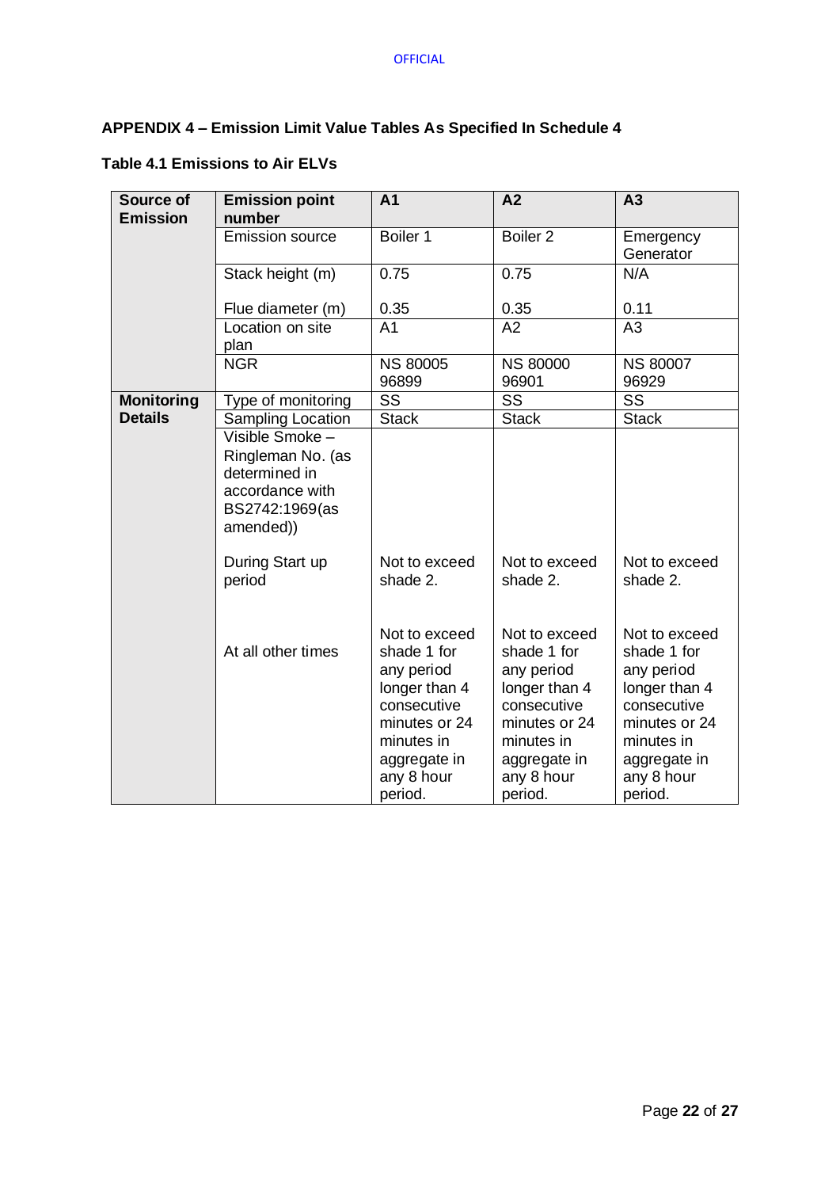### APPENDIX 4 – Emission Limit Value Tables As Specified In Schedule 4

**Table 4.1 Emissions to Air ELVs**

| Source of Emission | Emission point number | A1 | A2 | A3 |
|---|---|---|---|---|
| | Emission source | Boiler 1 | Boiler 2 | Emergency Generator |
| | Stack height (m)<br><br>Flue diameter (m) | 0.75<br><br>0.35 | 0.75<br><br>0.35 | N/A<br><br>0.11 |
| | Location on site plan | A1 | A2 | A3 |
| | NGR | NS 80005 96899 | NS 80000 96901 | NS 80007 96929 |
| **Monitoring Details** | Type of monitoring | SS | SS | SS |
| | Sampling Location | Stack | Stack | Stack |
| | Visible Smoke – Ringleman No. (as determined in accordance with BS2742:1969(as amended)) | | | |
| | During Start up period | Not to exceed shade 2. | Not to exceed shade 2. | Not to exceed shade 2. |
| | At all other times | Not to exceed shade 1 for any period longer than 4 consecutive minutes or 24 minutes in aggregate in any 8 hour period. | Not to exceed shade 1 for any period longer than 4 consecutive minutes or 24 minutes in aggregate in any 8 hour period. | Not to exceed shade 1 for any period longer than 4 consecutive minutes or 24 minutes in aggregate in any 8 hour period. |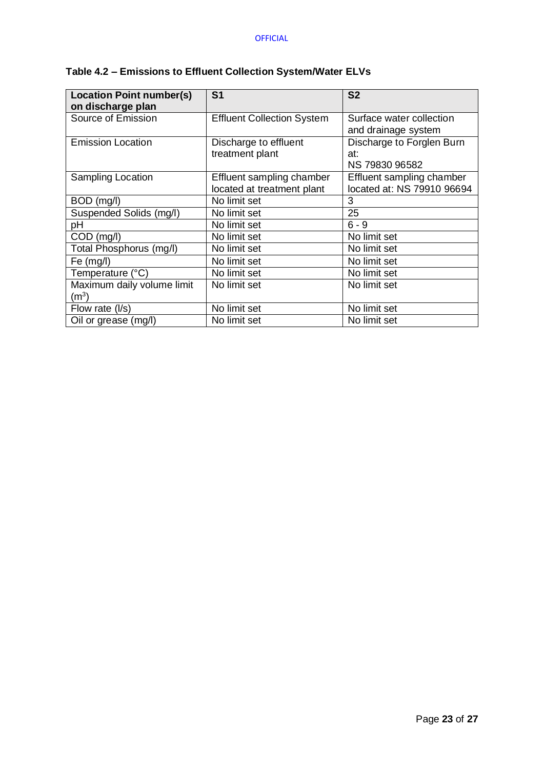**Table 4.2 – Emissions to Effluent Collection System/Water ELVs**

| Location Point number(s) on discharge plan | S1 | S2 |
|---|---|---|
| Source of Emission | Effluent Collection System | Surface water collection and drainage system |
| Emission Location | Discharge to effluent treatment plant | Discharge to Forglen Burn at: NS 79830 96582 |
| Sampling Location | Effluent sampling chamber located at treatment plant | Effluent sampling chamber located at: NS 79910 96694 |
| BOD (mg/l) | No limit set | 3 |
| Suspended Solids (mg/l) | No limit set | 25 |
| pH | No limit set | 6 - 9 |
| COD (mg/l) | No limit set | No limit set |
| Total Phosphorus (mg/l) | No limit set | No limit set |
| Fe (mg/l) | No limit set | No limit set |
| Temperature (°C) | No limit set | No limit set |
| Maximum daily volume limit ($m^3$) | No limit set | No limit set |
| Flow rate (l/s) | No limit set | No limit set |
| Oil or grease (mg/l) | No limit set | No limit set |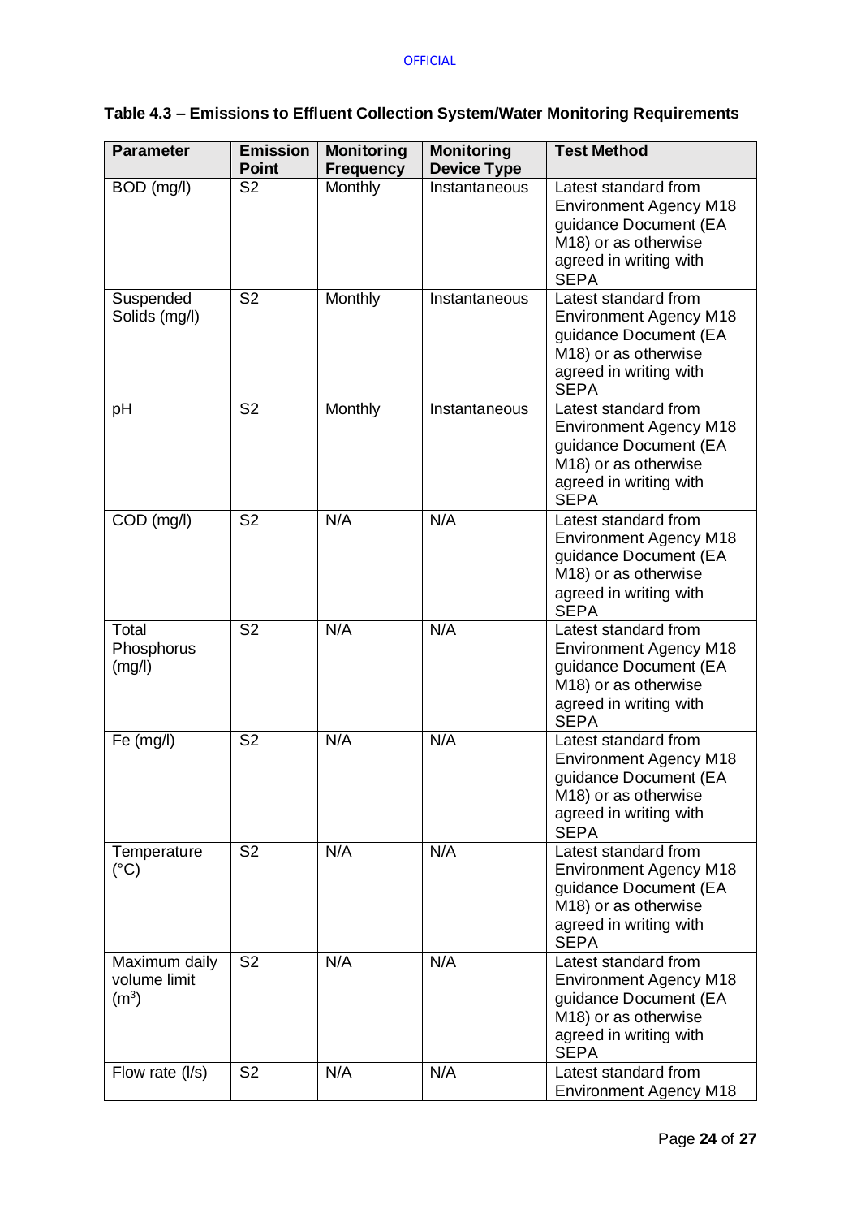**Table 4.3 – Emissions to Effluent Collection System/Water Monitoring Requirements**

| Parameter | Emission Point | Monitoring Frequency | Monitoring Device Type | Test Method |
|---|---|---|---|---|
| BOD (mg/l) | S2 | Monthly | Instantaneous | Latest standard from Environment Agency M18 guidance Document (EA M18) or as otherwise agreed in writing with SEPA |
| Suspended Solids (mg/l) | S2 | Monthly | Instantaneous | Latest standard from Environment Agency M18 guidance Document (EA M18) or as otherwise agreed in writing with SEPA |
| pH | S2 | Monthly | Instantaneous | Latest standard from Environment Agency M18 guidance Document (EA M18) or as otherwise agreed in writing with SEPA |
| COD (mg/l) | S2 | N/A | N/A | Latest standard from Environment Agency M18 guidance Document (EA M18) or as otherwise agreed in writing with SEPA |
| Total Phosphorus (mg/l) | S2 | N/A | N/A | Latest standard from Environment Agency M18 guidance Document (EA M18) or as otherwise agreed in writing with SEPA |
| Fe (mg/l) | S2 | N/A | N/A | Latest standard from Environment Agency M18 guidance Document (EA M18) or as otherwise agreed in writing with SEPA |
| Temperature (°C) | S2 | N/A | N/A | Latest standard from Environment Agency M18 guidance Document (EA M18) or as otherwise agreed in writing with SEPA |
| Maximum daily volume limit ($m^3$) | S2 | N/A | N/A | Latest standard from Environment Agency M18 guidance Document (EA M18) or as otherwise agreed in writing with SEPA |
| Flow rate (l/s) | S2 | N/A | N/A | Latest standard from Environment Agency M18 |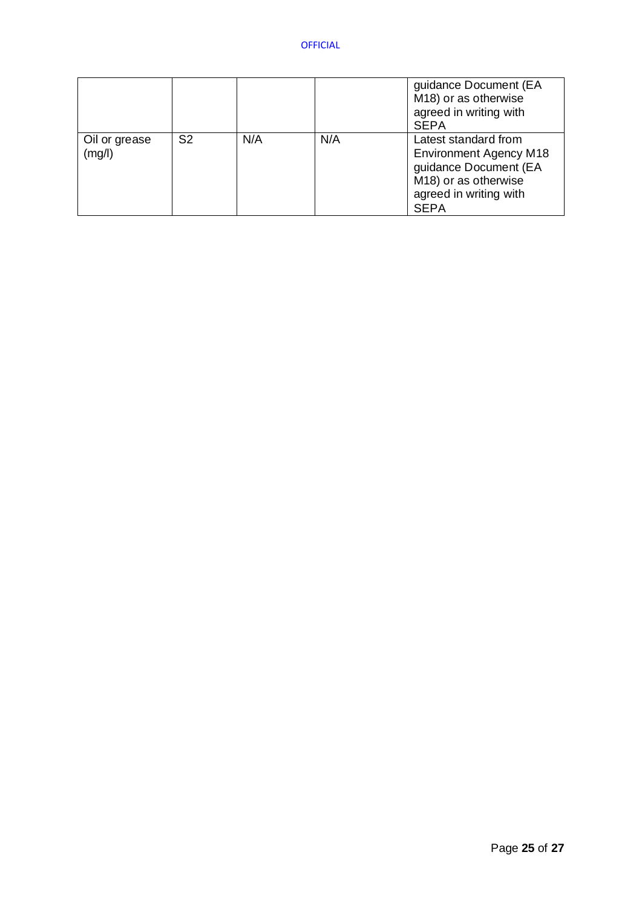| | | | | |
|---|---|---|---|---|
| | | | | guidance Document (EA M18) or as otherwise agreed in writing with SEPA |
| Oil or grease (mg/l) | S2 | N/A | N/A | Latest standard from Environment Agency M18 guidance Document (EA M18) or as otherwise agreed in writing with SEPA |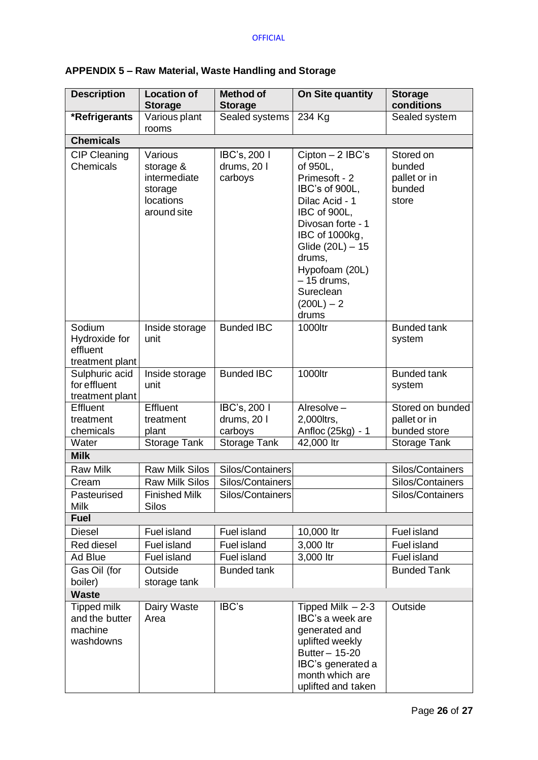## APPENDIX 5 – Raw Material, Waste Handling and Storage

| Description | Location of Storage | Method of Storage | On Site quantity | Storage conditions |
|---|---|---|---|---|
| **\*Refrigerants** | Various plant rooms | Sealed systems | 234 Kg | Sealed system |
| **Chemicals** | | | | |
| CIP Cleaning Chemicals | Various storage & intermediate storage locations around site | IBC's, 200 l drums, 20 l carboys | Cipton – 2 IBC's of 950L, Primesoft - 2 IBC's of 900L, Dilac Acid - 1 IBC of 900L, Divosan forte - 1 IBC of 1000kg, Glide (20L) – 15 drums, Hypofoam (20L) – 15 drums, Sureclean (200L) – 2 drums | Stored on bunded pallet or in bunded store |
| Sodium Hydroxide for effluent treatment plant | Inside storage unit | Bunded IBC | 1000ltr | Bunded tank system |
| Sulphuric acid for effluent treatment plant | Inside storage unit | Bunded IBC | 1000ltr | Bunded tank system |
| Effluent treatment chemicals | Effluent treatment plant | IBC's, 200 l drums, 20 l carboys | Alresolve – 2,000ltrs, Anfloc (25kg) - 1 | Stored on bunded pallet or in bunded store |
| Water | Storage Tank | Storage Tank | 42,000 ltr | Storage Tank |
| **Milk** | | | | |
| Raw Milk | Raw Milk Silos | Silos/Containers | | Silos/Containers |
| Cream | Raw Milk Silos | Silos/Containers | | Silos/Containers |
| Pasteurised Milk | Finished Milk Silos | Silos/Containers | | Silos/Containers |
| **Fuel** | | | | |
| Diesel | Fuel island | Fuel island | 10,000 ltr | Fuel island |
| Red diesel | Fuel island | Fuel island | 3,000 ltr | Fuel island |
| Ad Blue | Fuel island | Fuel island | 3,000 ltr | Fuel island |
| Gas Oil (for boiler) | Outside storage tank | Bunded tank | | Bunded Tank |
| **Waste** | | | | |
| Tipped milk and the butter machine washdowns | Dairy Waste Area | IBC's | Tipped Milk – 2-3 IBC's a week are generated and uplifted weekly Butter – 15-20 IBC's generated a month which are uplifted and taken | Outside |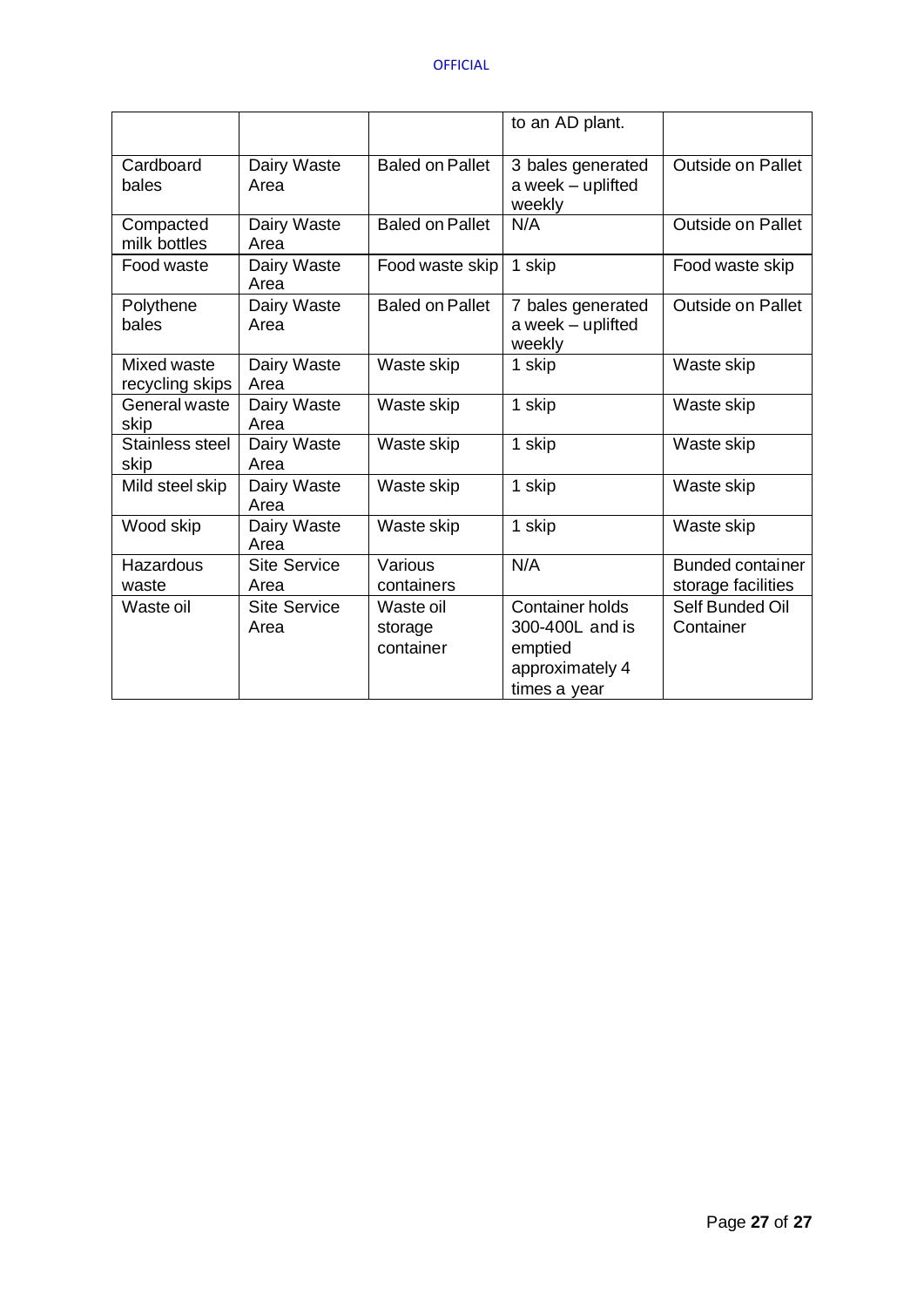| | | | to an AD plant. | |
|---|---|---|---|---|
| Cardboard bales | Dairy Waste Area | Baled on Pallet | 3 bales generated a week – uplifted weekly | Outside on Pallet |
| Compacted milk bottles | Dairy Waste Area | Baled on Pallet | N/A | Outside on Pallet |
| Food waste | Dairy Waste Area | Food waste skip | 1 skip | Food waste skip |
| Polythene bales | Dairy Waste Area | Baled on Pallet | 7 bales generated a week – uplifted weekly | Outside on Pallet |
| Mixed waste recycling skips | Dairy Waste Area | Waste skip | 1 skip | Waste skip |
| General waste skip | Dairy Waste Area | Waste skip | 1 skip | Waste skip |
| Stainless steel skip | Dairy Waste Area | Waste skip | 1 skip | Waste skip |
| Mild steel skip | Dairy Waste Area | Waste skip | 1 skip | Waste skip |
| Wood skip | Dairy Waste Area | Waste skip | 1 skip | Waste skip |
| Hazardous waste | Site Service Area | Various containers | N/A | Bunded container storage facilities |
| Waste oil | Site Service Area | Waste oil storage container | Container holds 300-400L and is emptied approximately 4 times a year | Self Bunded Oil Container |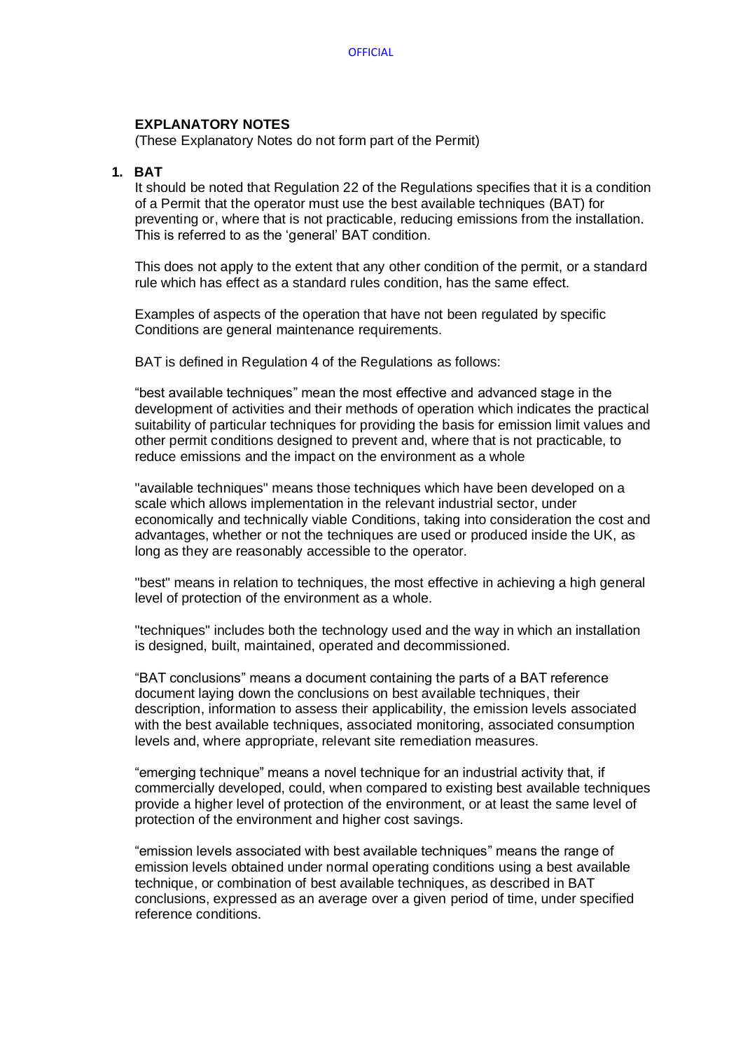## EXPLANATORY NOTES

(These Explanatory Notes do not form part of the Permit)

### 1. BAT

It should be noted that Regulation 22 of the Regulations specifies that it is a condition of a Permit that the operator must use the best available techniques (BAT) for preventing or, where that is not practicable, reducing emissions from the installation. This is referred to as the 'general' BAT condition.

This does not apply to the extent that any other condition of the permit, or a standard rule which has effect as a standard rules condition, has the same effect.

Examples of aspects of the operation that have not been regulated by specific Conditions are general maintenance requirements.

BAT is defined in Regulation 4 of the Regulations as follows:

"best available techniques" mean the most effective and advanced stage in the development of activities and their methods of operation which indicates the practical suitability of particular techniques for providing the basis for emission limit values and other permit conditions designed to prevent and, where that is not practicable, to reduce emissions and the impact on the environment as a whole

"available techniques" means those techniques which have been developed on a scale which allows implementation in the relevant industrial sector, under economically and technically viable Conditions, taking into consideration the cost and advantages, whether or not the techniques are used or produced inside the UK, as long as they are reasonably accessible to the operator.

"best" means in relation to techniques, the most effective in achieving a high general level of protection of the environment as a whole.

"techniques" includes both the technology used and the way in which an installation is designed, built, maintained, operated and decommissioned.

"BAT conclusions" means a document containing the parts of a BAT reference document laying down the conclusions on best available techniques, their description, information to assess their applicability, the emission levels associated with the best available techniques, associated monitoring, associated consumption levels and, where appropriate, relevant site remediation measures.

"emerging technique" means a novel technique for an industrial activity that, if commercially developed, could, when compared to existing best available techniques provide a higher level of protection of the environment, or at least the same level of protection of the environment and higher cost savings.

"emission levels associated with best available techniques" means the range of emission levels obtained under normal operating conditions using a best available technique, or combination of best available techniques, as described in BAT conclusions, expressed as an average over a given period of time, under specified reference conditions.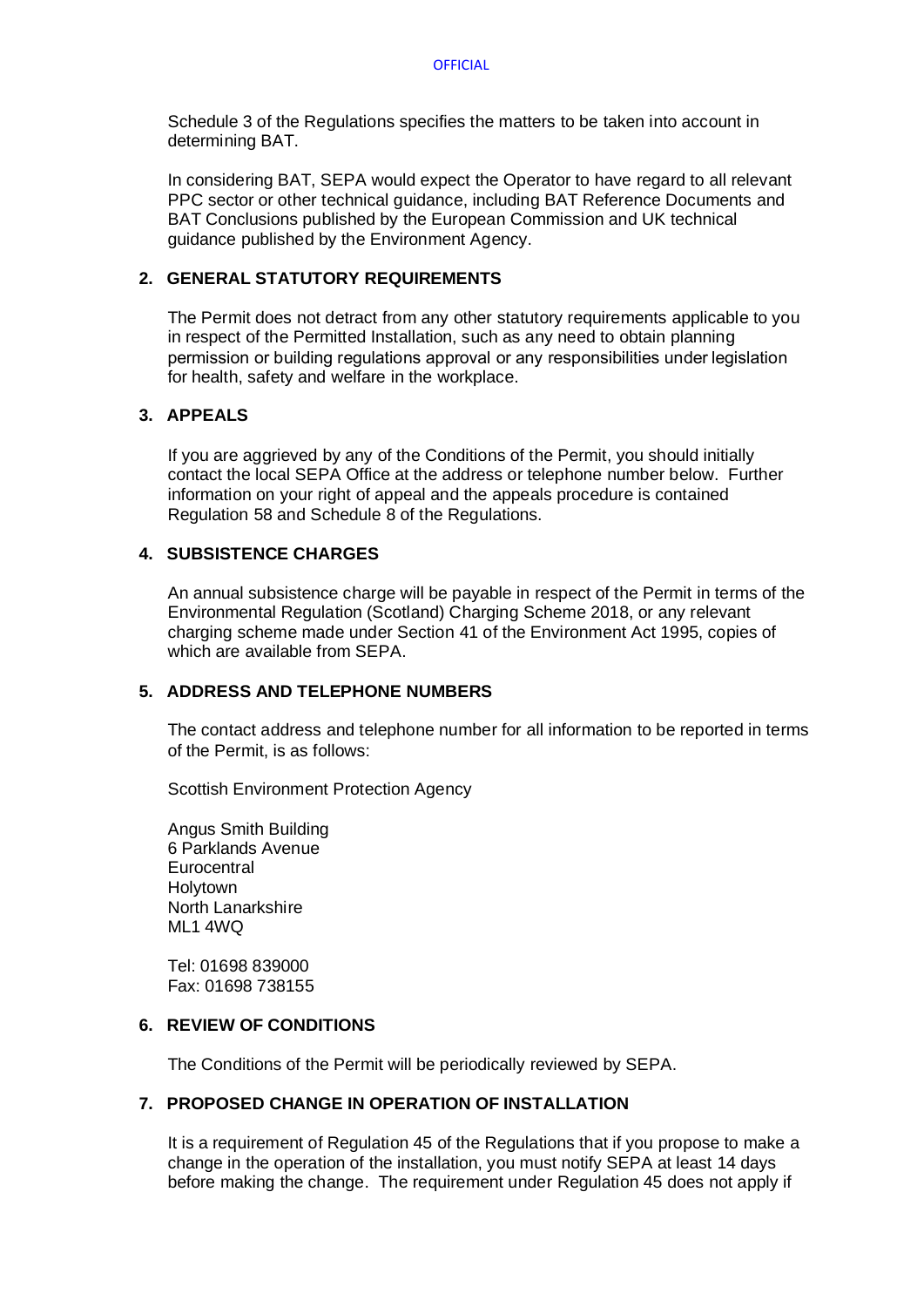Schedule 3 of the Regulations specifies the matters to be taken into account in determining BAT.

In considering BAT, SEPA would expect the Operator to have regard to all relevant PPC sector or other technical guidance, including BAT Reference Documents and BAT Conclusions published by the European Commission and UK technical guidance published by the Environment Agency.

## 2. GENERAL STATUTORY REQUIREMENTS

The Permit does not detract from any other statutory requirements applicable to you in respect of the Permitted Installation, such as any need to obtain planning permission or building regulations approval or any responsibilities under legislation for health, safety and welfare in the workplace.

## 3. APPEALS

If you are aggrieved by any of the Conditions of the Permit, you should initially contact the local SEPA Office at the address or telephone number below. Further information on your right of appeal and the appeals procedure is contained Regulation 58 and Schedule 8 of the Regulations.

## 4. SUBSISTENCE CHARGES

An annual subsistence charge will be payable in respect of the Permit in terms of the Environmental Regulation (Scotland) Charging Scheme 2018, or any relevant charging scheme made under Section 41 of the Environment Act 1995, copies of which are available from SEPA.

## 5. ADDRESS AND TELEPHONE NUMBERS

The contact address and telephone number for all information to be reported in terms of the Permit, is as follows:

Scottish Environment Protection Agency

Angus Smith Building
6 Parklands Avenue
Eurocentral
Holytown
North Lanarkshire
ML1 4WQ

Tel: 01698 839000
Fax: 01698 738155

## 6. REVIEW OF CONDITIONS

The Conditions of the Permit will be periodically reviewed by SEPA.

## 7. PROPOSED CHANGE IN OPERATION OF INSTALLATION

It is a requirement of Regulation 45 of the Regulations that if you propose to make a change in the operation of the installation, you must notify SEPA at least 14 days before making the change. The requirement under Regulation 45 does not apply if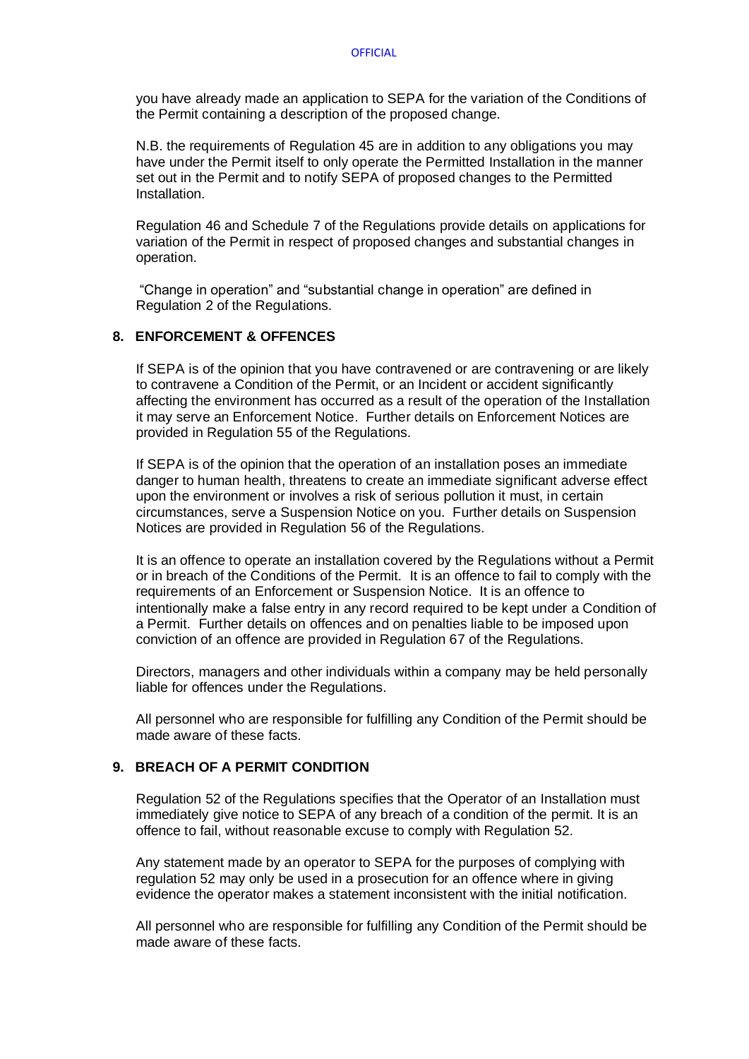you have already made an application to SEPA for the variation of the Conditions of the Permit containing a description of the proposed change.

N.B. the requirements of Regulation 45 are in addition to any obligations you may have under the Permit itself to only operate the Permitted Installation in the manner set out in the Permit and to notify SEPA of proposed changes to the Permitted Installation.

Regulation 46 and Schedule 7 of the Regulations provide details on applications for variation of the Permit in respect of proposed changes and substantial changes in operation.

"Change in operation" and "substantial change in operation" are defined in Regulation 2 of the Regulations.

## 8. ENFORCEMENT & OFFENCES

If SEPA is of the opinion that you have contravened or are contravening or are likely to contravene a Condition of the Permit, or an Incident or accident significantly affecting the environment has occurred as a result of the operation of the Installation it may serve an Enforcement Notice. Further details on Enforcement Notices are provided in Regulation 55 of the Regulations.

If SEPA is of the opinion that the operation of an installation poses an immediate danger to human health, threatens to create an immediate significant adverse effect upon the environment or involves a risk of serious pollution it must, in certain circumstances, serve a Suspension Notice on you. Further details on Suspension Notices are provided in Regulation 56 of the Regulations.

It is an offence to operate an installation covered by the Regulations without a Permit or in breach of the Conditions of the Permit. It is an offence to fail to comply with the requirements of an Enforcement or Suspension Notice. It is an offence to intentionally make a false entry in any record required to be kept under a Condition of a Permit. Further details on offences and on penalties liable to be imposed upon conviction of an offence are provided in Regulation 67 of the Regulations.

Directors, managers and other individuals within a company may be held personally liable for offences under the Regulations.

All personnel who are responsible for fulfilling any Condition of the Permit should be made aware of these facts.

## 9. BREACH OF A PERMIT CONDITION

Regulation 52 of the Regulations specifies that the Operator of an Installation must immediately give notice to SEPA of any breach of a condition of the permit. It is an offence to fail, without reasonable excuse to comply with Regulation 52.

Any statement made by an operator to SEPA for the purposes of complying with regulation 52 may only be used in a prosecution for an offence where in giving evidence the operator makes a statement inconsistent with the initial notification.

All personnel who are responsible for fulfilling any Condition of the Permit should be made aware of these facts.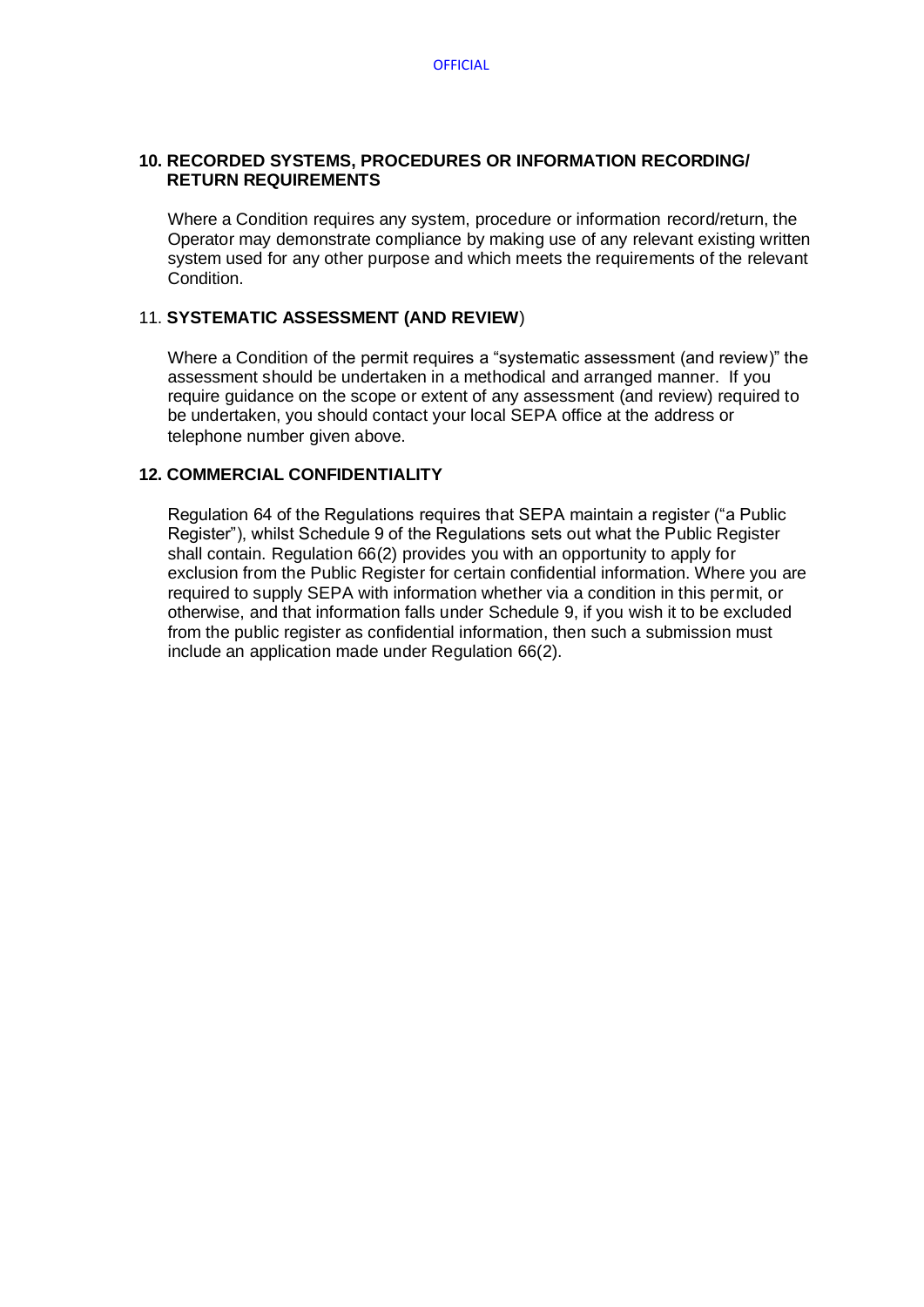## 10. RECORDED SYSTEMS, PROCEDURES OR INFORMATION RECORDING/ RETURN REQUIREMENTS

Where a Condition requires any system, procedure or information record/return, the Operator may demonstrate compliance by making use of any relevant existing written system used for any other purpose and which meets the requirements of the relevant Condition.

## 11. SYSTEMATIC ASSESSMENT (AND REVIEW)

Where a Condition of the permit requires a "systematic assessment (and review)" the assessment should be undertaken in a methodical and arranged manner. If you require guidance on the scope or extent of any assessment (and review) required to be undertaken, you should contact your local SEPA office at the address or telephone number given above.

## 12. COMMERCIAL CONFIDENTIALITY

Regulation 64 of the Regulations requires that SEPA maintain a register ("a Public Register"), whilst Schedule 9 of the Regulations sets out what the Public Register shall contain. Regulation 66(2) provides you with an opportunity to apply for exclusion from the Public Register for certain confidential information. Where you are required to supply SEPA with information whether via a condition in this permit, or otherwise, and that information falls under Schedule 9, if you wish it to be excluded from the public register as confidential information, then such a submission must include an application made under Regulation 66(2).